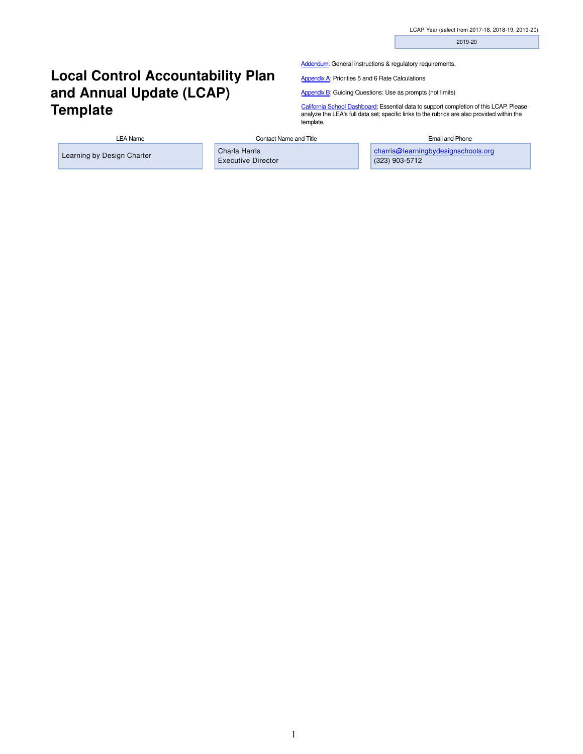LCAP Year (select from 2017-18, 2018-19, 2019-20)

| 2019-20 |
|---|

# Local Control Accountability Plan and Annual Update (LCAP) Template

Addendum: General instructions & regulatory requirements.

Appendix A: Priorities 5 and 6 Rate Calculations

Appendix B: Guiding Questions: Use as prompts (not limits)

California School Dashboard: Essential data to support completion of this LCAP. Please analyze the LEA's full data set; specific links to the rubrics are also provided within the template.

| LEA Name | Contact Name and Title | Email and Phone |
|---|---|---|
| Learning by Design Charter | Charla Harris<br>Executive Director | charris@learningbydesignschools.org<br>(323) 903-5712 |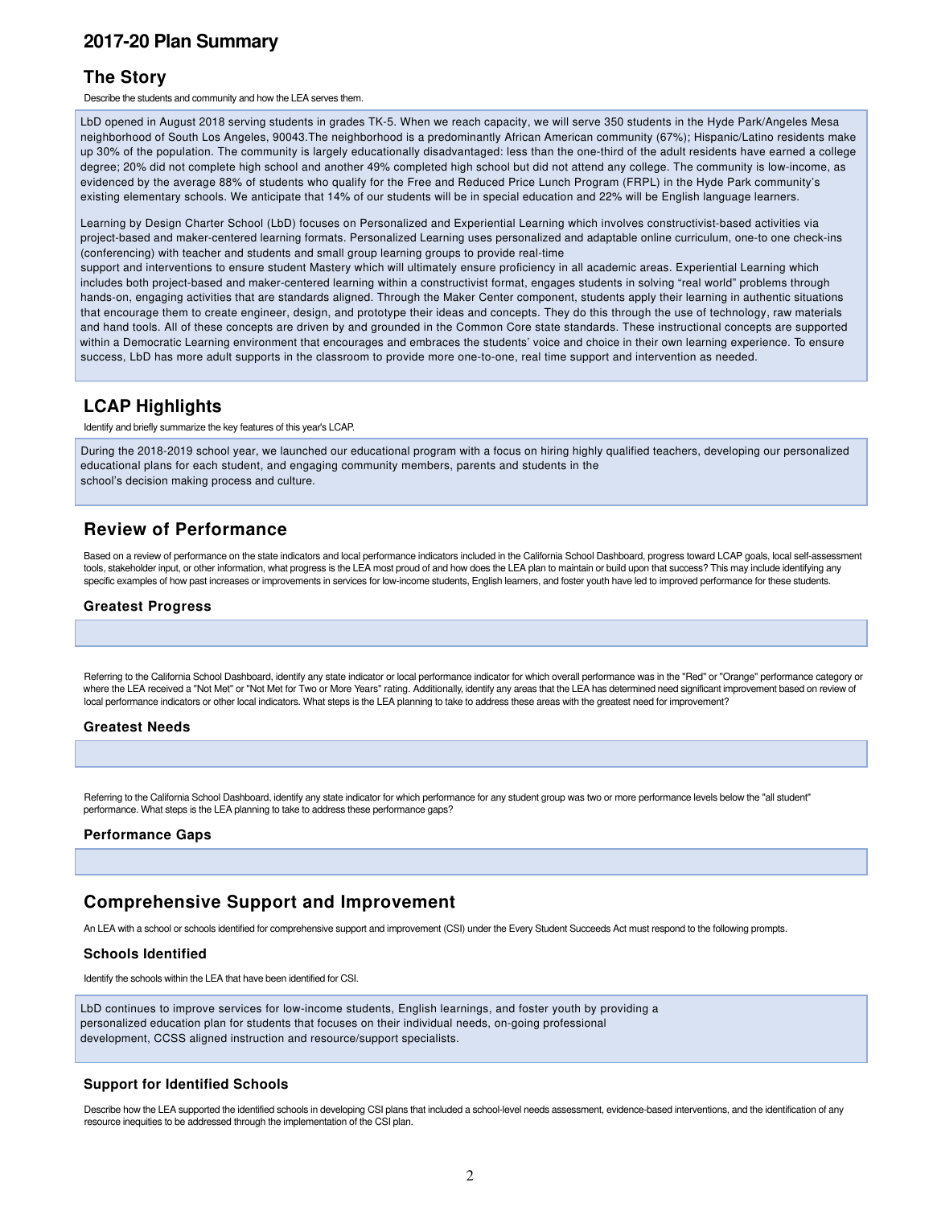## 2017-20 Plan Summary

### The Story

Describe the students and community and how the LEA serves them.

LbD opened in August 2018 serving students in grades TK-5. When we reach capacity, we will serve 350 students in the Hyde Park/Angeles Mesa neighborhood of South Los Angeles, 90043.The neighborhood is a predominantly African American community (67%); Hispanic/Latino residents make up 30% of the population. The community is largely educationally disadvantaged: less than the one-third of the adult residents have earned a college degree; 20% did not complete high school and another 49% completed high school but did not attend any college. The community is low-income, as evidenced by the average 88% of students who qualify for the Free and Reduced Price Lunch Program (FRPL) in the Hyde Park community's existing elementary schools. We anticipate that 14% of our students will be in special education and 22% will be English language learners.

Learning by Design Charter School (LbD) focuses on Personalized and Experiential Learning which involves constructivist-based activities via project-based and maker-centered learning formats. Personalized Learning uses personalized and adaptable online curriculum, one-to one check-ins (conferencing) with teacher and students and small group learning groups to provide real-time support and interventions to ensure student Mastery which will ultimately ensure proficiency in all academic areas. Experiential Learning which includes both project-based and maker-centered learning within a constructivist format, engages students in solving "real world" problems through hands-on, engaging activities that are standards aligned. Through the Maker Center component, students apply their learning in authentic situations that encourage them to create engineer, design, and prototype their ideas and concepts. They do this through the use of technology, raw materials and hand tools. All of these concepts are driven by and grounded in the Common Core state standards. These instructional concepts are supported within a Democratic Learning environment that encourages and embraces the students' voice and choice in their own learning experience. To ensure success, LbD has more adult supports in the classroom to provide more one-to-one, real time support and intervention as needed.

### LCAP Highlights

Identify and briefly summarize the key features of this year's LCAP.

During the 2018-2019 school year, we launched our educational program with a focus on hiring highly qualified teachers, developing our personalized educational plans for each student, and engaging community members, parents and students in the school's decision making process and culture.

### Review of Performance

Based on a review of performance on the state indicators and local performance indicators included in the California School Dashboard, progress toward LCAP goals, local self-assessment tools, stakeholder input, or other information, what progress is the LEA most proud of and how does the LEA plan to maintain or build upon that success? This may include identifying any specific examples of how past increases or improvements in services for low-income students, English learners, and foster youth have led to improved performance for these students.

#### Greatest Progress

Referring to the California School Dashboard, identify any state indicator or local performance indicator for which overall performance was in the "Red" or "Orange" performance category or where the LEA received a "Not Met" or "Not Met for Two or More Years" rating. Additionally, identify any areas that the LEA has determined need significant improvement based on review of local performance indicators or other local indicators. What steps is the LEA planning to take to address these areas with the greatest need for improvement?

#### Greatest Needs

Referring to the California School Dashboard, identify any state indicator for which performance for any student group was two or more performance levels below the "all student" performance. What steps is the LEA planning to take to address these performance gaps?

#### Performance Gaps

### Comprehensive Support and Improvement

An LEA with a school or schools identified for comprehensive support and improvement (CSI) under the Every Student Succeeds Act must respond to the following prompts.

#### Schools Identified

Identify the schools within the LEA that have been identified for CSI.

LbD continues to improve services for low-income students, English learnings, and foster youth by providing a personalized education plan for students that focuses on their individual needs, on-going professional development, CCSS aligned instruction and resource/support specialists.

#### Support for Identified Schools

Describe how the LEA supported the identified schools in developing CSI plans that included a school-level needs assessment, evidence-based interventions, and the identification of any resource inequities to be addressed through the implementation of the CSI plan.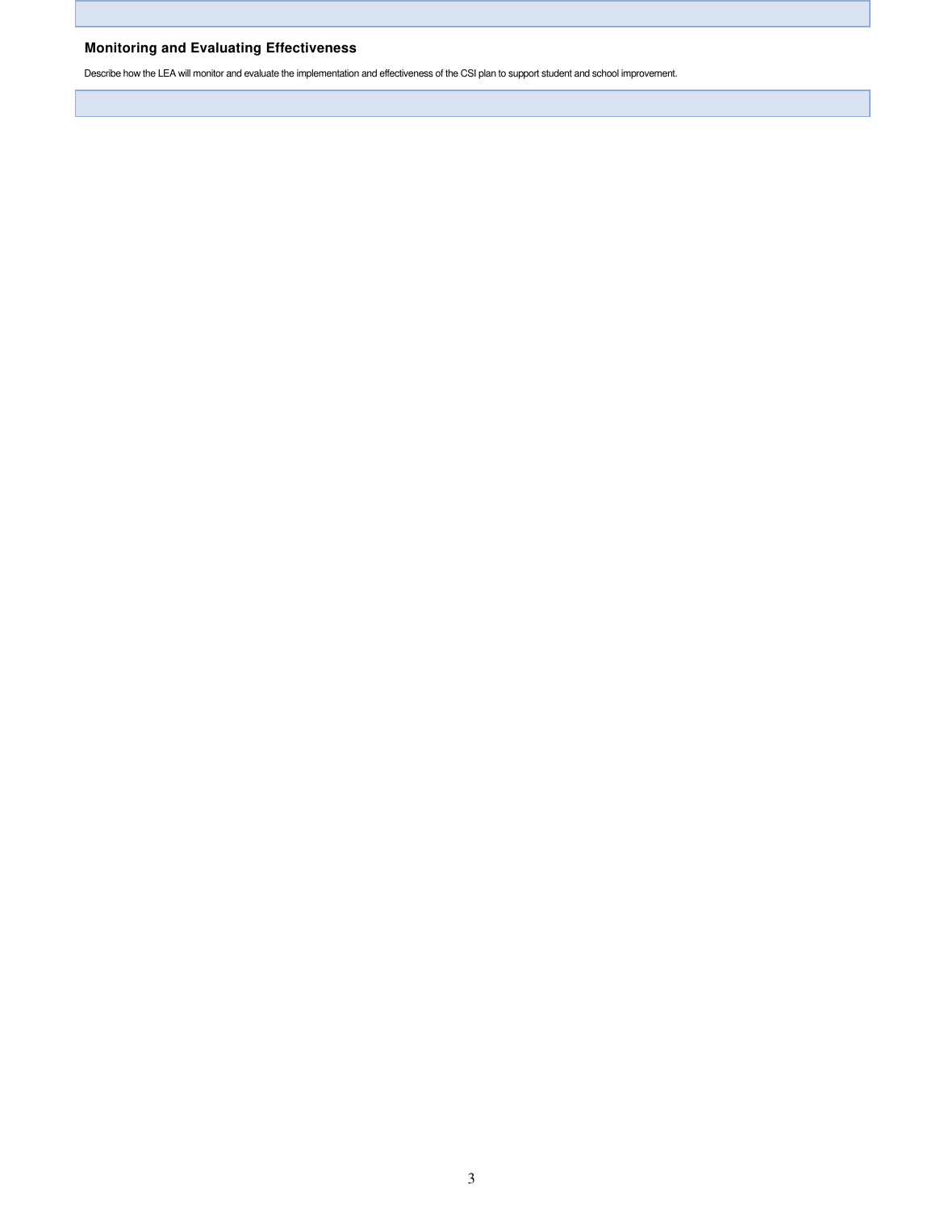### Monitoring and Evaluating Effectiveness

Describe how the LEA will monitor and evaluate the implementation and effectiveness of the CSI plan to support student and school improvement.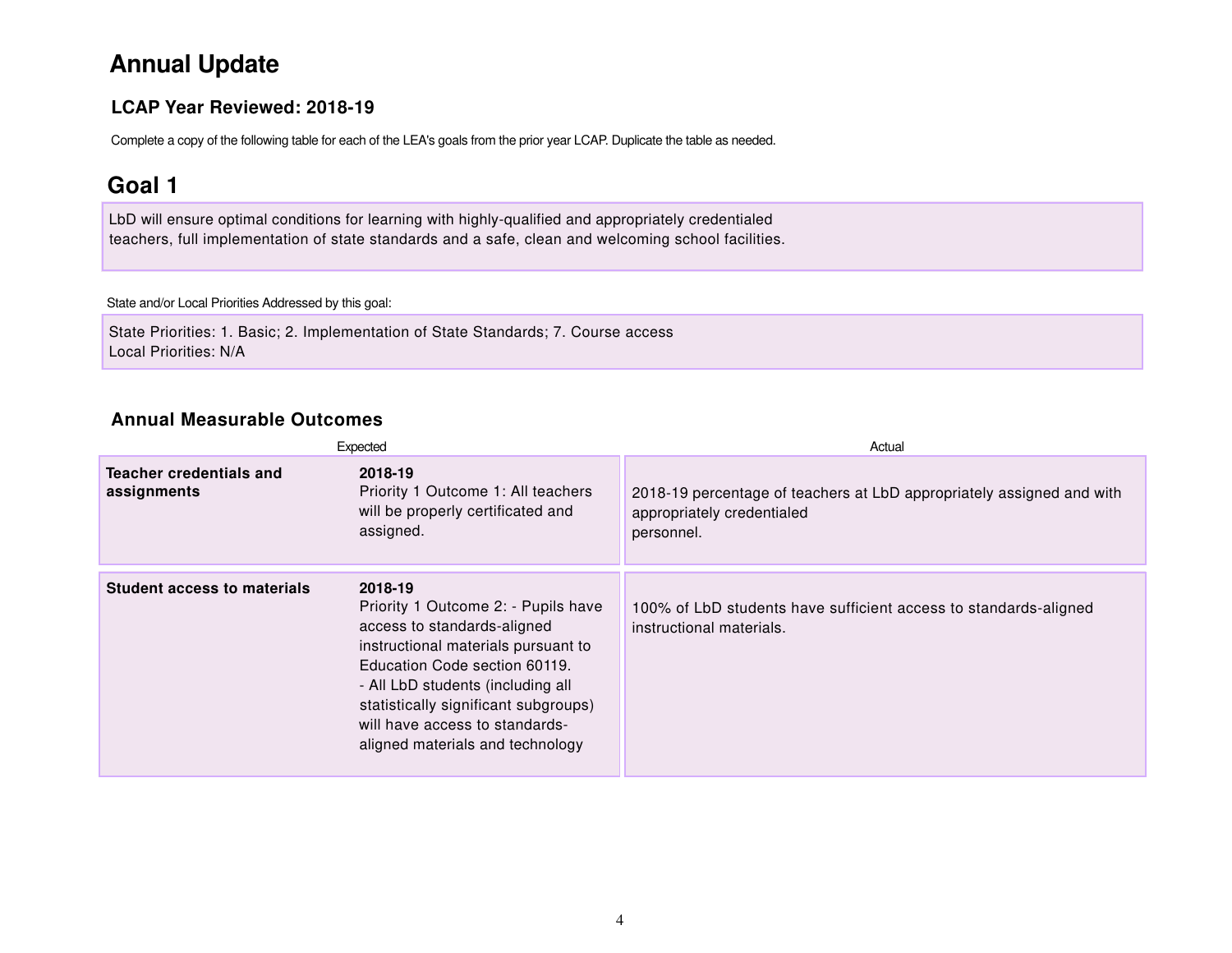# Annual Update

## LCAP Year Reviewed: 2018-19

Complete a copy of the following table for each of the LEA's goals from the prior year LCAP. Duplicate the table as needed.

## Goal 1

LbD will ensure optimal conditions for learning with highly-qualified and appropriately credentialed teachers, full implementation of state standards and a safe, clean and welcoming school facilities.

State and/or Local Priorities Addressed by this goal:

State Priorities: 1. Basic; 2. Implementation of State Standards; 7. Course access
Local Priorities: N/A

### Annual Measurable Outcomes

| Expected | | Actual |
|---|---|---|
| **Teacher credentials and assignments** | **2018-19**<br>Priority 1 Outcome 1: All teachers will be properly certificated and assigned. | 2018-19 percentage of teachers at LbD appropriately assigned and with appropriately credentialed personnel. |
| **Student access to materials** | **2018-19**<br>Priority 1 Outcome 2: - Pupils have access to standards-aligned instructional materials pursuant to Education Code section 60119.<br>- All LbD students (including all statistically significant subgroups) will have access to standards-aligned materials and technology | 100% of LbD students have sufficient access to standards-aligned instructional materials. |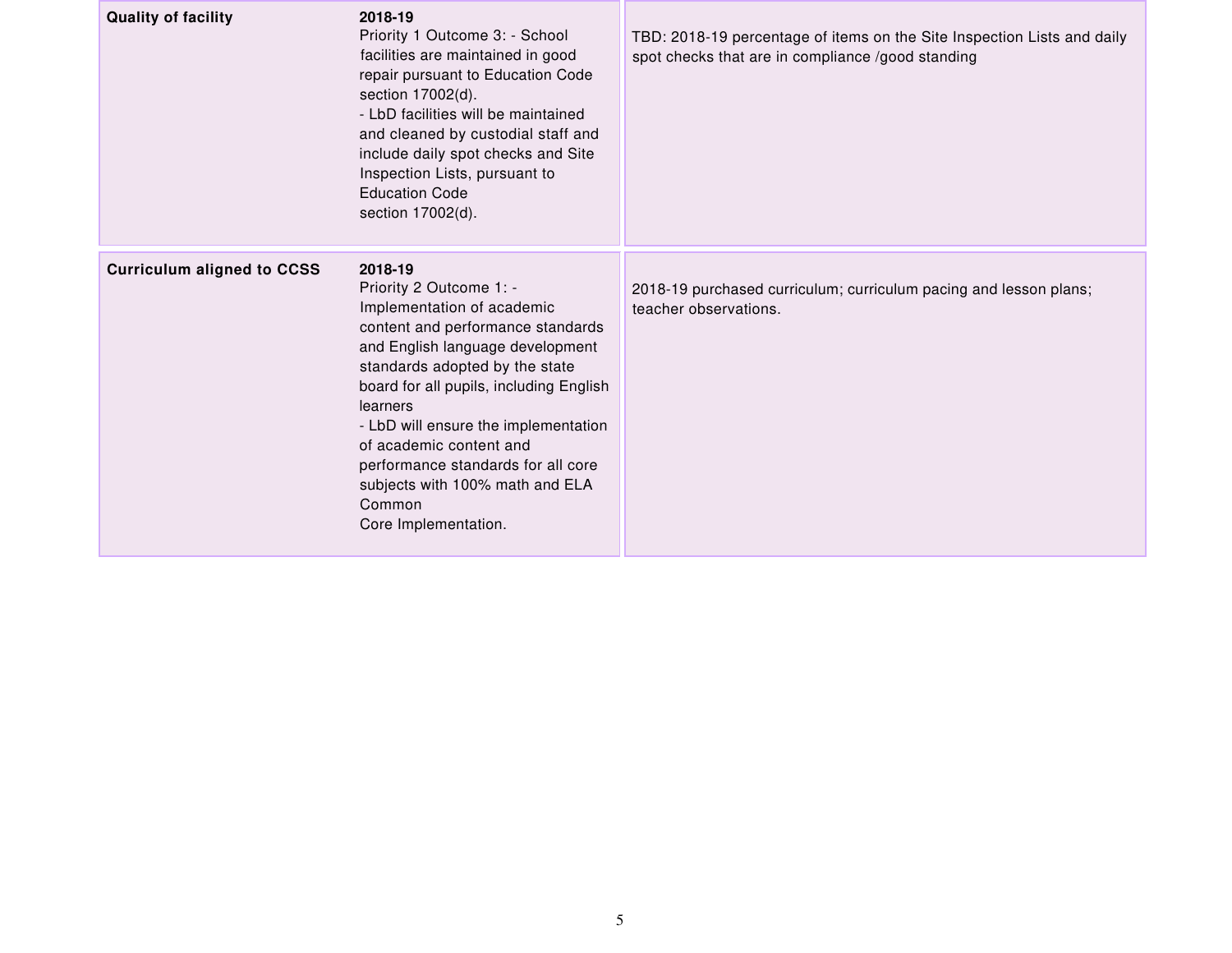| | | |
|---|---|---|
| **Quality of facility** | **2018-19**<br>Priority 1 Outcome 3: - School facilities are maintained in good repair pursuant to Education Code section 17002(d).<br>- LbD facilities will be maintained and cleaned by custodial staff and include daily spot checks and Site Inspection Lists, pursuant to Education Code section 17002(d). | TBD: 2018-19 percentage of items on the Site Inspection Lists and daily spot checks that are in compliance /good standing |
| **Curriculum aligned to CCSS** | **2018-19**<br>Priority 2 Outcome 1: - Implementation of academic content and performance standards and English language development standards adopted by the state board for all pupils, including English learners<br>- LbD will ensure the implementation of academic content and performance standards for all core subjects with 100% math and ELA Common Core Implementation. | 2018-19 purchased curriculum; curriculum pacing and lesson plans; teacher observations. |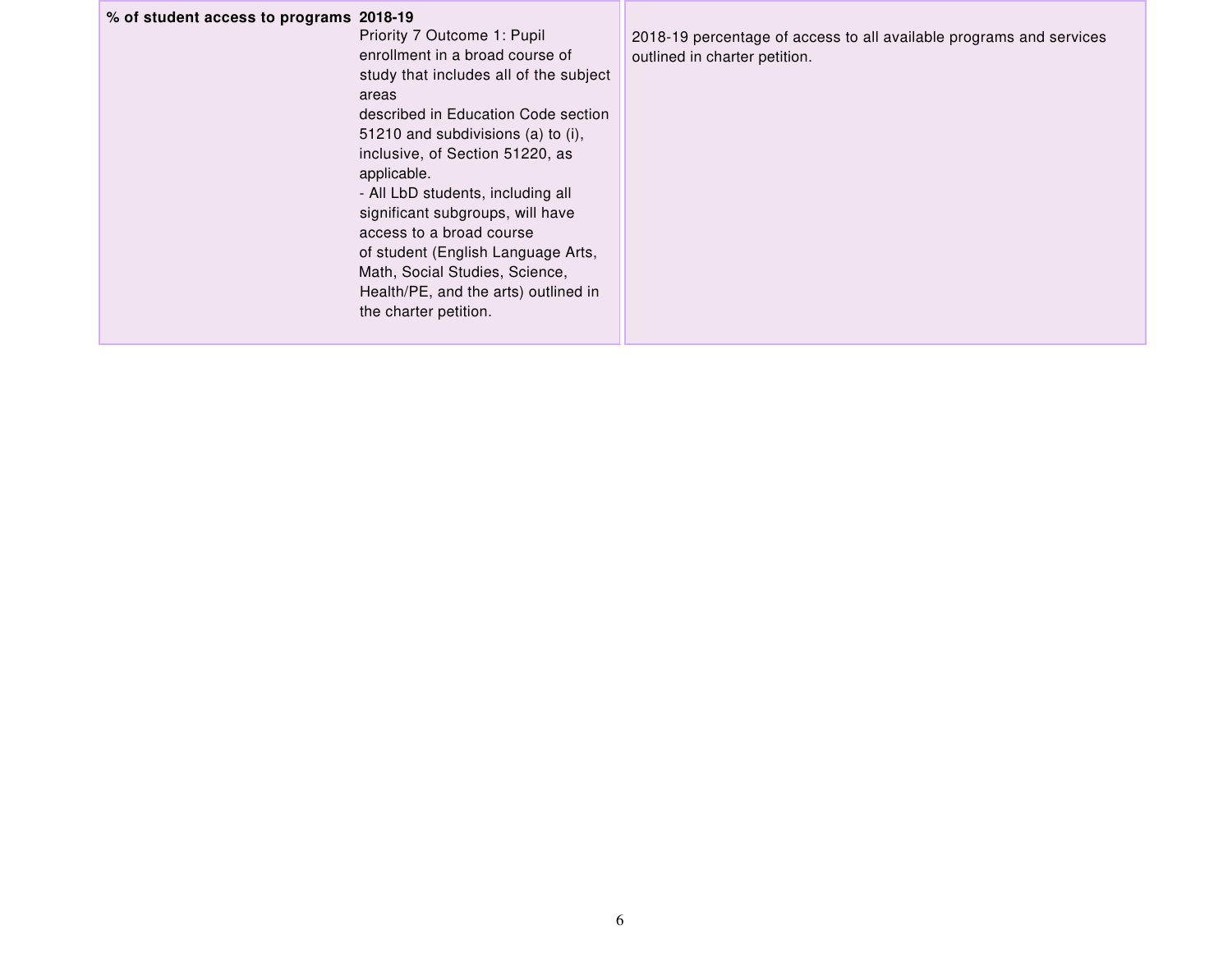| | | |
|---|---|---|
| **% of student access to programs** | **2018-19**<br>Priority 7 Outcome 1: Pupil enrollment in a broad course of study that includes all of the subject areas described in Education Code section 51210 and subdivisions (a) to (i), inclusive, of Section 51220, as applicable.<br>- All LbD students, including all significant subgroups, will have access to a broad course of student (English Language Arts, Math, Social Studies, Science, Health/PE, and the arts) outlined in the charter petition. | 2018-19 percentage of access to all available programs and services outlined in charter petition. |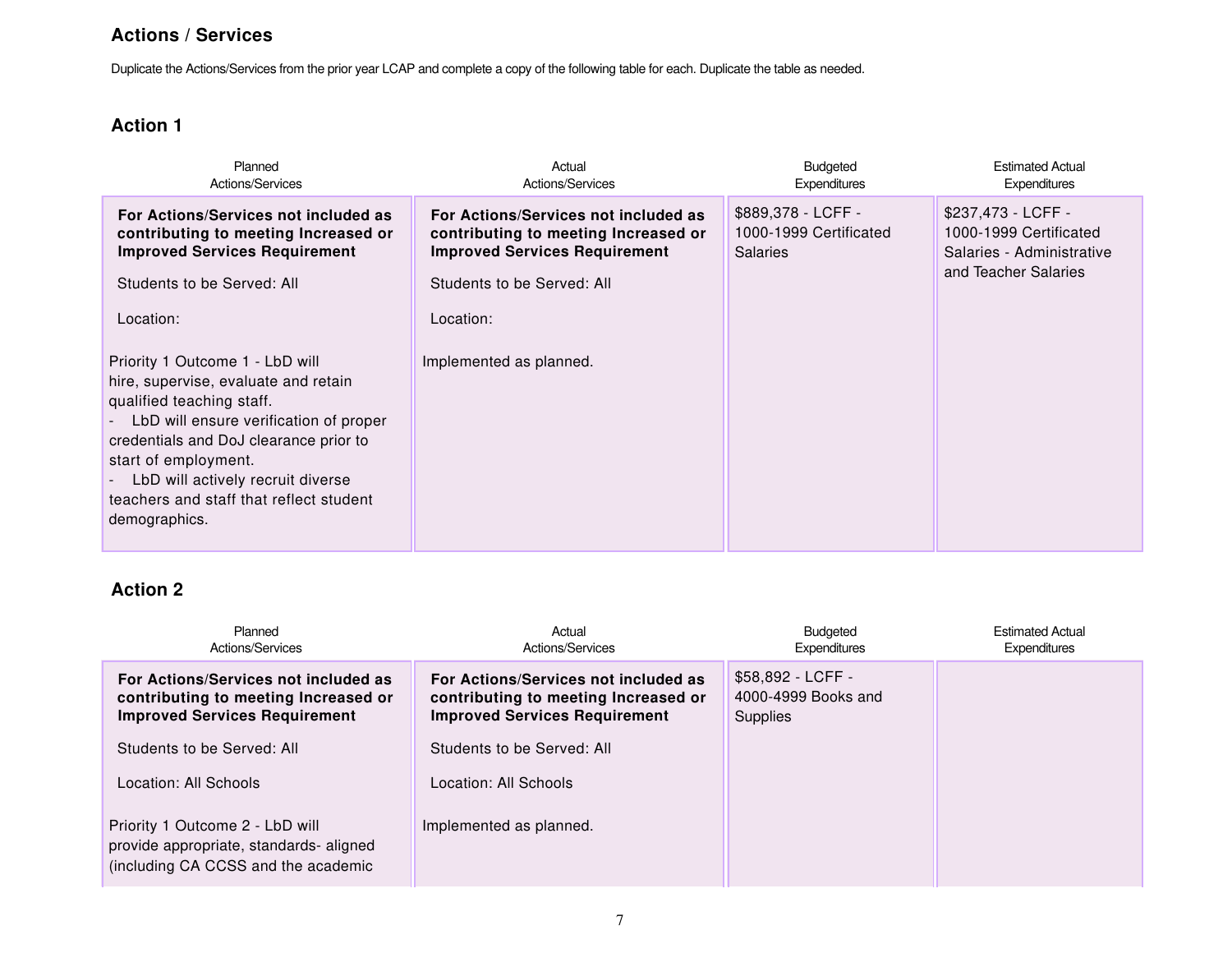## Actions / Services

Duplicate the Actions/Services from the prior year LCAP and complete a copy of the following table for each. Duplicate the table as needed.

### Action 1

| Planned Actions/Services | Actual Actions/Services | Budgeted Expenditures | Estimated Actual Expenditures |
|---|---|---|---|
| **For Actions/Services not included as contributing to meeting Increased or Improved Services Requirement**<br><br>Students to be Served: All<br><br>Location:<br><br>Priority 1 Outcome 1 - LbD will hire, supervise, evaluate and retain qualified teaching staff.<br>- LbD will ensure verification of proper credentials and DoJ clearance prior to start of employment.<br>- LbD will actively recruit diverse teachers and staff that reflect student demographics. | **For Actions/Services not included as contributing to meeting Increased or Improved Services Requirement**<br><br>Students to be Served: All<br><br>Location:<br><br>Implemented as planned. | $889,378 - LCFF - 1000-1999 Certificated Salaries | $237,473 - LCFF - 1000-1999 Certificated Salaries - Administrative and Teacher Salaries |

### Action 2

| Planned Actions/Services | Actual Actions/Services | Budgeted Expenditures | Estimated Actual Expenditures |
|---|---|---|---|
| **For Actions/Services not included as contributing to meeting Increased or Improved Services Requirement**<br><br>Students to be Served: All<br><br>Location: All Schools<br><br>Priority 1 Outcome 2 - LbD will provide appropriate, standards- aligned (including CA CCSS and the academic | **For Actions/Services not included as contributing to meeting Increased or Improved Services Requirement**<br><br>Students to be Served: All<br><br>Location: All Schools<br><br>Implemented as planned. | $58,892 - LCFF - 4000-4999 Books and Supplies | |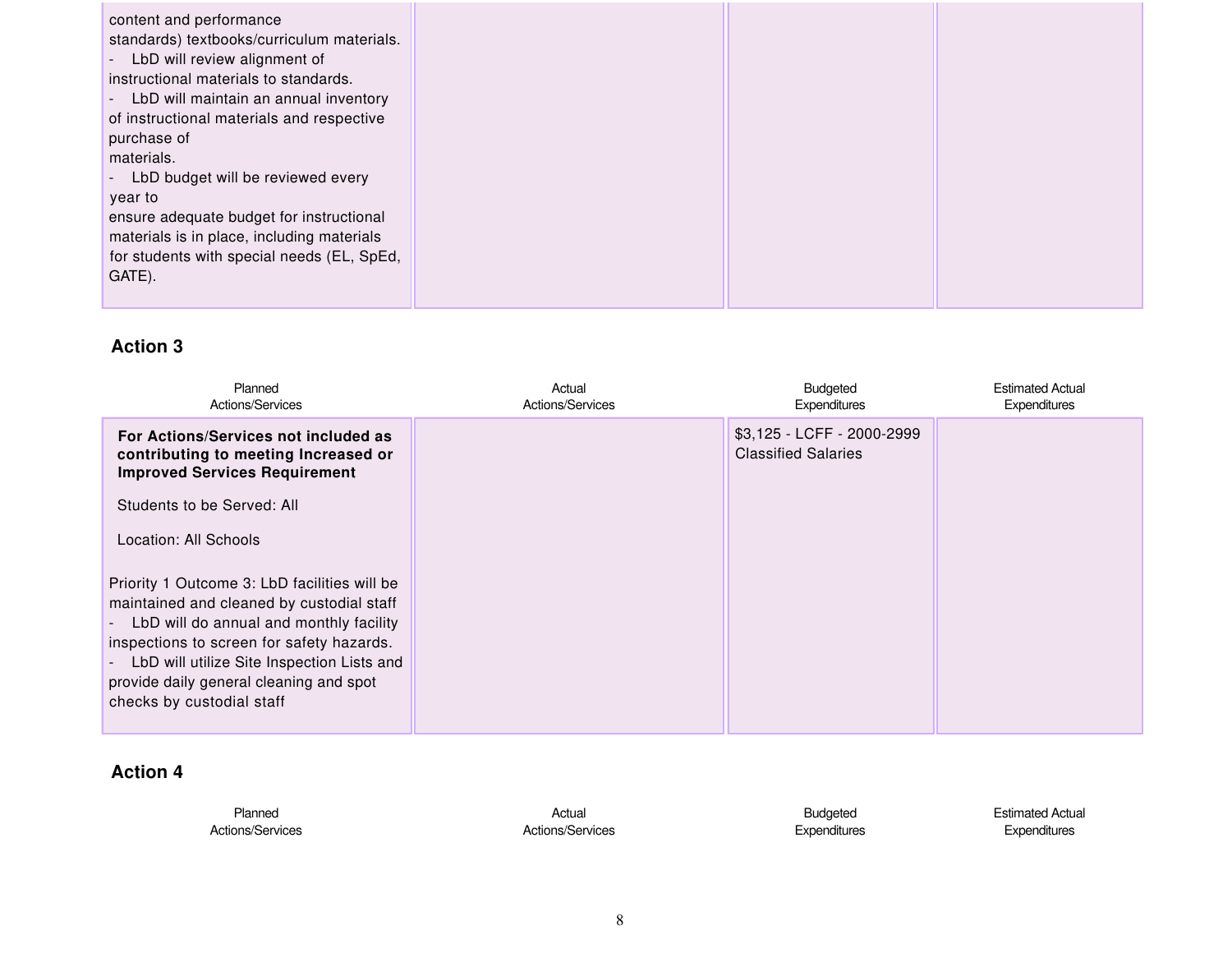| | | | |
|---|---|---|---|
| content and performance standards) textbooks/curriculum materials.<br>- LbD will review alignment of instructional materials to standards.<br>- LbD will maintain an annual inventory of instructional materials and respective purchase of materials.<br>- LbD budget will be reviewed every year to ensure adequate budget for instructional materials is in place, including materials for students with special needs (EL, SpEd, GATE). | | | |

### Action 3

| Planned Actions/Services | Actual Actions/Services | Budgeted Expenditures | Estimated Actual Expenditures |
|---|---|---|---|
| **For Actions/Services not included as contributing to meeting Increased or Improved Services Requirement**<br><br>Students to be Served: All<br><br>Location: All Schools<br><br>Priority 1 Outcome 3: LbD facilities will be maintained and cleaned by custodial staff<br>- LbD will do annual and monthly facility inspections to screen for safety hazards.<br>- LbD will utilize Site Inspection Lists and provide daily general cleaning and spot checks by custodial staff | | $3,125 - LCFF - 2000-2999 Classified Salaries | |

### Action 4

| Planned Actions/Services | Actual Actions/Services | Budgeted Expenditures | Estimated Actual Expenditures |
|---|---|---|---|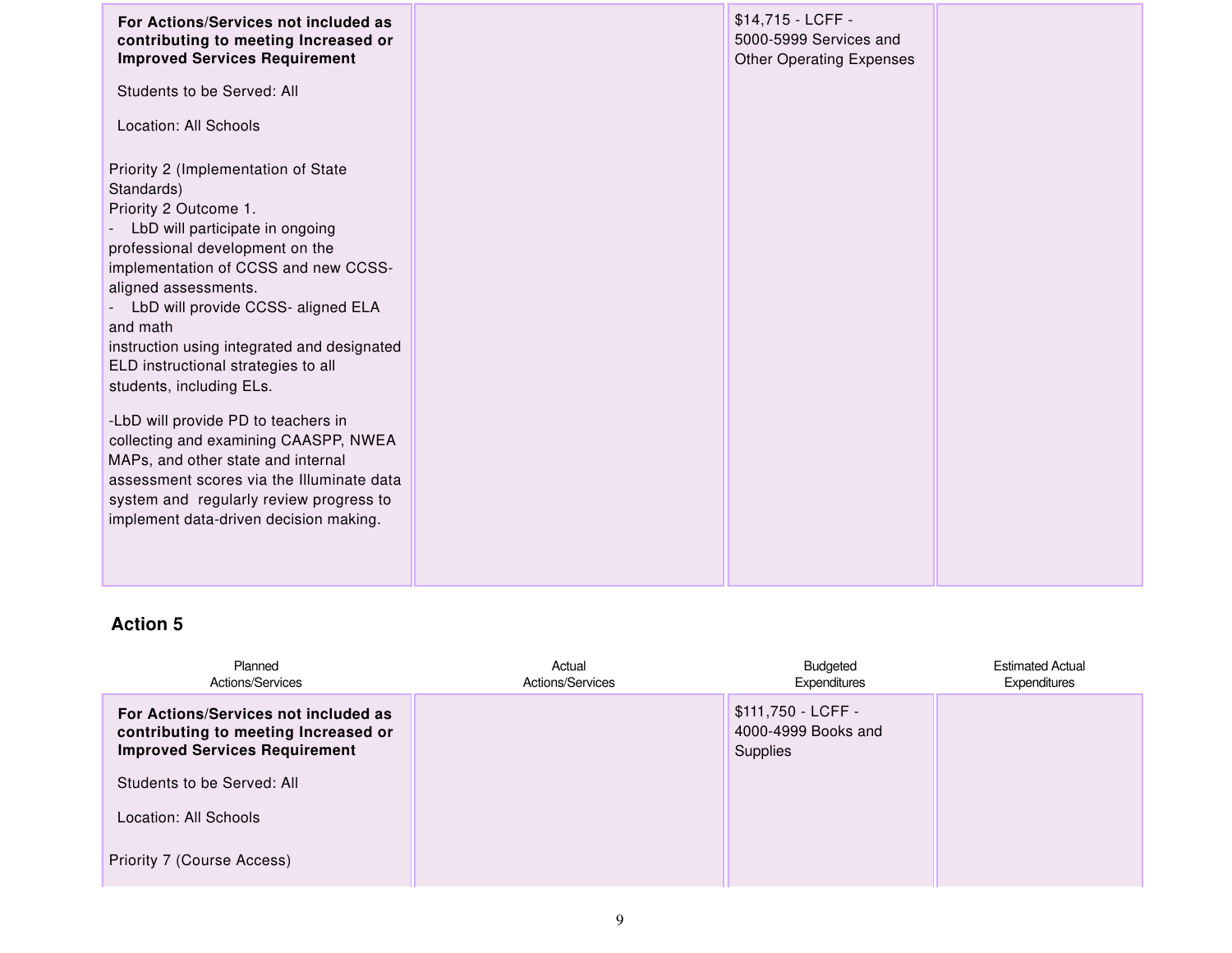| Planned Actions/Services | Actual Actions/Services | Budgeted Expenditures | Estimated Actual Expenditures |
|---|---|---|---|
| **For Actions/Services not included as contributing to meeting Increased or Improved Services Requirement**<br><br>Students to be Served: All<br><br>Location: All Schools<br><br>Priority 2 (Implementation of State Standards)<br>Priority 2 Outcome 1.<br>- LbD will participate in ongoing professional development on the implementation of CCSS and new CCSS-aligned assessments.<br>- LbD will provide CCSS- aligned ELA and math instruction using integrated and designated ELD instructional strategies to all students, including ELs.<br><br>-LbD will provide PD to teachers in collecting and examining CAASPP, NWEA MAPs, and other state and internal assessment scores via the Illuminate data system and regularly review progress to implement data-driven decision making. | | $14,715 - LCFF - 5000-5999 Services and Other Operating Expenses | |

### Action 5

| Planned Actions/Services | Actual Actions/Services | Budgeted Expenditures | Estimated Actual Expenditures |
|---|---|---|---|
| **For Actions/Services not included as contributing to meeting Increased or Improved Services Requirement**<br><br>Students to be Served: All<br><br>Location: All Schools<br><br>Priority 7 (Course Access) | | $111,750 - LCFF - 4000-4999 Books and Supplies | |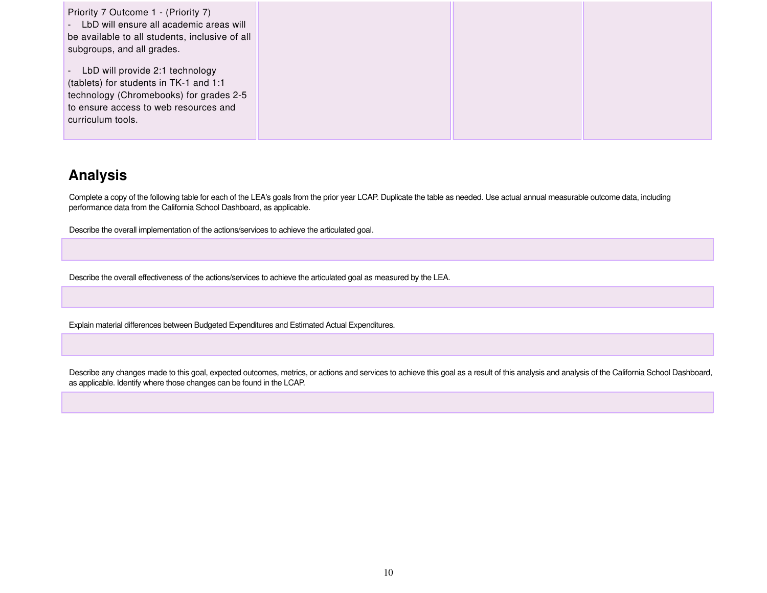| | | | |
|---|---|---|---|
| Priority 7 Outcome 1 - (Priority 7)<br>- LbD will ensure all academic areas will be available to all students, inclusive of all subgroups, and all grades.<br><br>- LbD will provide 2:1 technology (tablets) for students in TK-1 and 1:1 technology (Chromebooks) for grades 2-5 to ensure access to web resources and curriculum tools. | | | |

## Analysis

Complete a copy of the following table for each of the LEA's goals from the prior year LCAP. Duplicate the table as needed. Use actual annual measurable outcome data, including performance data from the California School Dashboard, as applicable.

Describe the overall implementation of the actions/services to achieve the articulated goal.

| |
|---|
| |

Describe the overall effectiveness of the actions/services to achieve the articulated goal as measured by the LEA.

| |
|---|
| |

Explain material differences between Budgeted Expenditures and Estimated Actual Expenditures.

| |
|---|
| |

Describe any changes made to this goal, expected outcomes, metrics, or actions and services to achieve this goal as a result of this analysis and analysis of the California School Dashboard, as applicable. Identify where those changes can be found in the LCAP.

| |
|---|
| |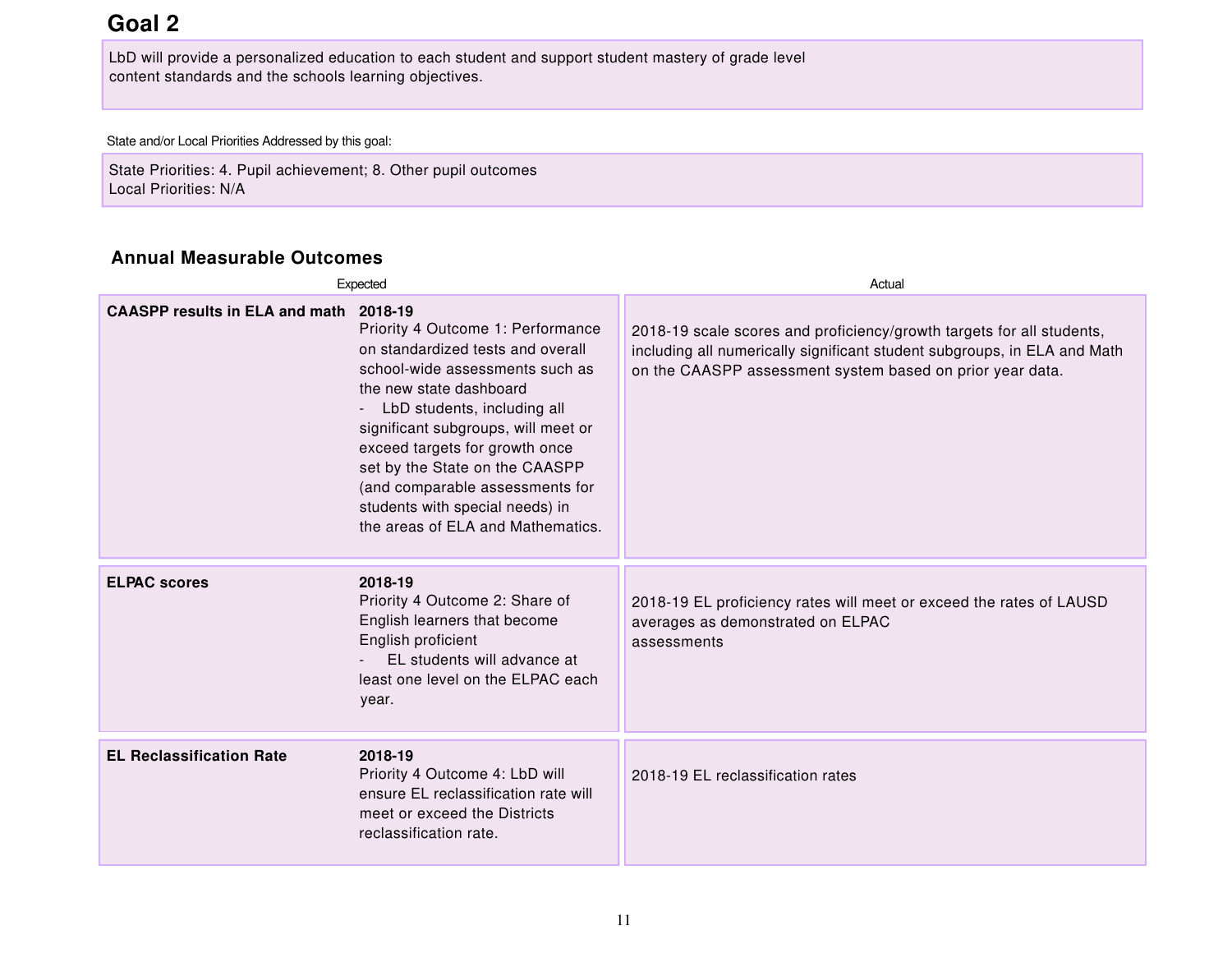## Goal 2

LbD will provide a personalized education to each student and support student mastery of grade level content standards and the schools learning objectives.

State and/or Local Priorities Addressed by this goal:

State Priorities: 4. Pupil achievement; 8. Other pupil outcomes
Local Priorities: N/A

### Annual Measurable Outcomes

| Expected | | Actual |
|---|---|---|
| **CAASPP results in ELA and math** | **2018-19**<br>Priority 4 Outcome 1: Performance on standardized tests and overall school-wide assessments such as the new state dashboard<br>- LbD students, including all significant subgroups, will meet or exceed targets for growth once set by the State on the CAASPP (and comparable assessments for students with special needs) in the areas of ELA and Mathematics. | 2018-19 scale scores and proficiency/growth targets for all students, including all numerically significant student subgroups, in ELA and Math on the CAASPP assessment system based on prior year data. |
| **ELPAC scores** | **2018-19**<br>Priority 4 Outcome 2: Share of English learners that become English proficient<br>- EL students will advance at least one level on the ELPAC each year. | 2018-19 EL proficiency rates will meet or exceed the rates of LAUSD averages as demonstrated on ELPAC assessments |
| **EL Reclassification Rate** | **2018-19**<br>Priority 4 Outcome 4: LbD will ensure EL reclassification rate will meet or exceed the Districts reclassification rate. | 2018-19 EL reclassification rates |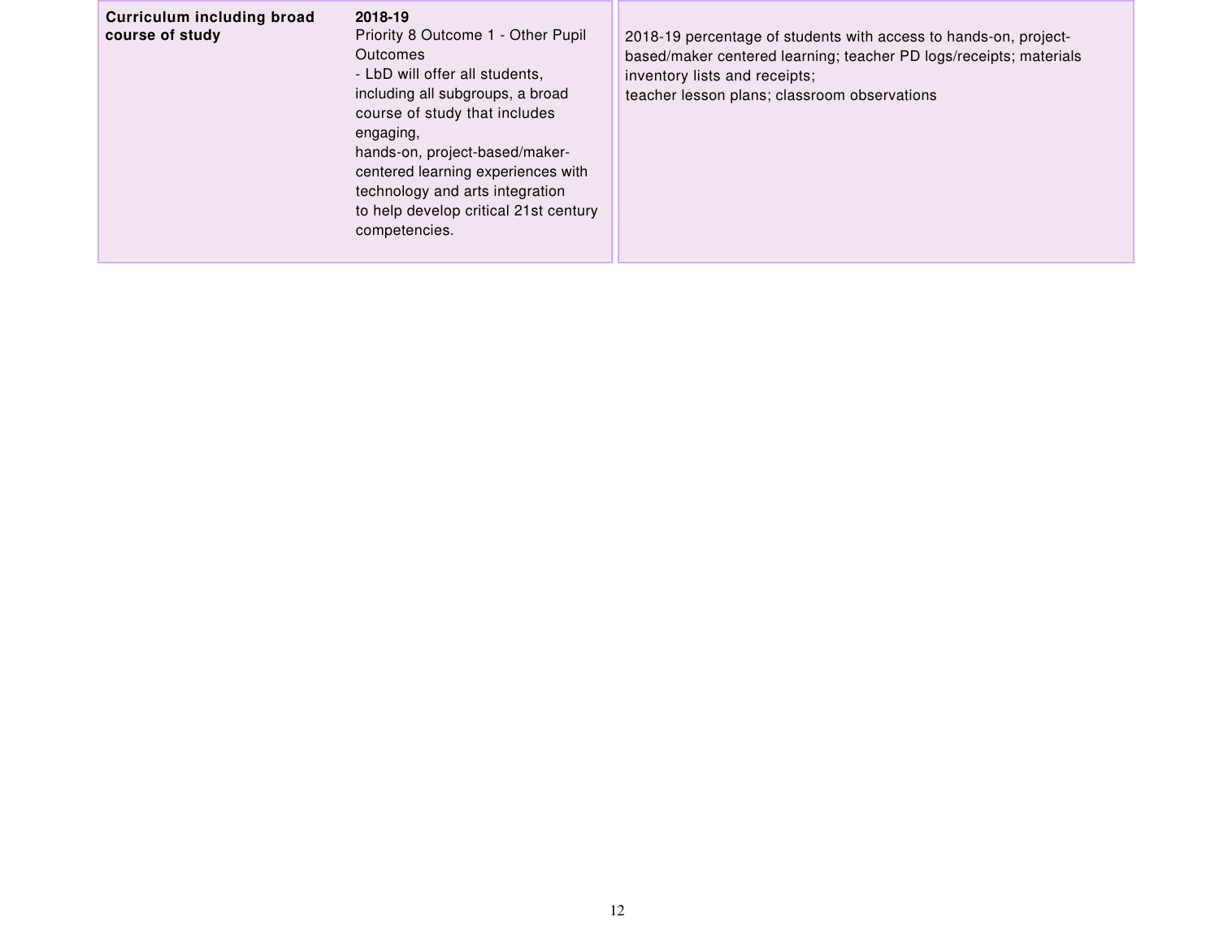| | | |
|---|---|---|
| **Curriculum including broad course of study** | **2018-19**<br>Priority 8 Outcome 1 - Other Pupil Outcomes<br>- LbD will offer all students, including all subgroups, a broad course of study that includes engaging, hands-on, project-based/maker-centered learning experiences with technology and arts integration to help develop critical 21st century competencies. | 2018-19 percentage of students with access to hands-on, project-based/maker centered learning; teacher PD logs/receipts; materials inventory lists and receipts;<br>teacher lesson plans; classroom observations |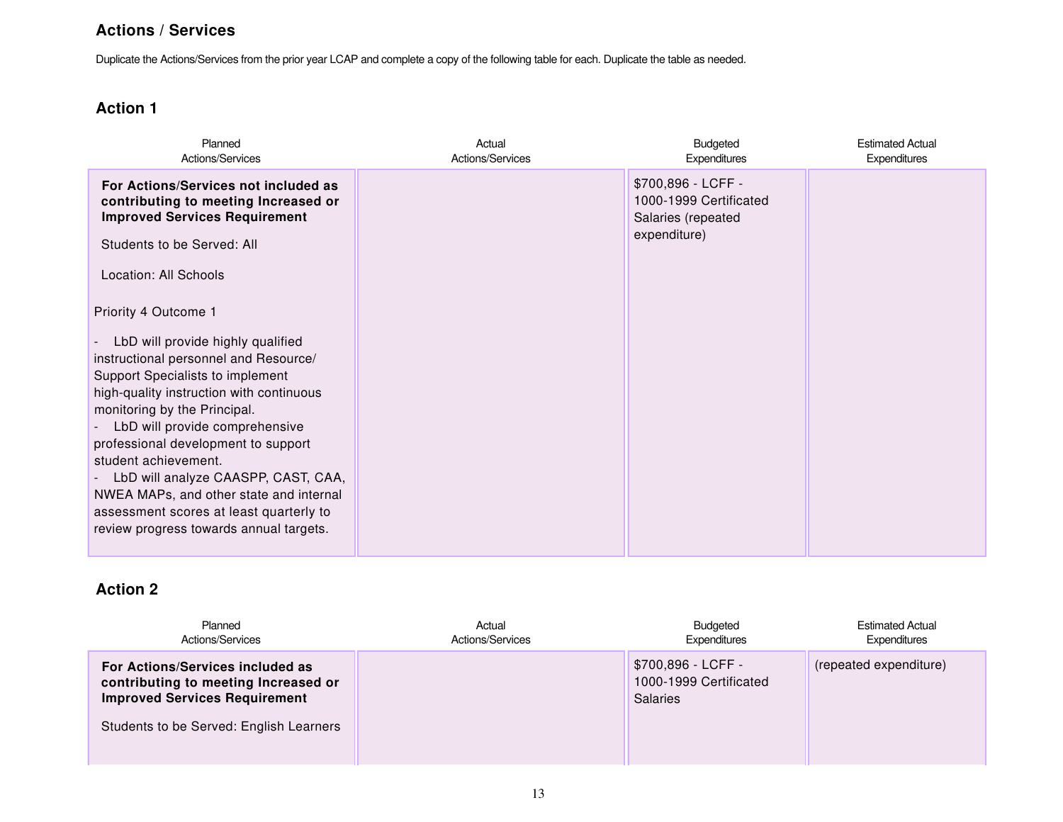## Actions / Services

Duplicate the Actions/Services from the prior year LCAP and complete a copy of the following table for each. Duplicate the table as needed.

### Action 1

| Planned Actions/Services | Actual Actions/Services | Budgeted Expenditures | Estimated Actual Expenditures |
| --- | --- | --- | --- |
| **For Actions/Services not included as contributing to meeting Increased or Improved Services Requirement**<br><br>Students to be Served: All<br><br>Location: All Schools<br><br>Priority 4 Outcome 1<br><br>- LbD will provide highly qualified instructional personnel and Resource/ Support Specialists to implement high-quality instruction with continuous monitoring by the Principal.<br>- LbD will provide comprehensive professional development to support student achievement.<br>- LbD will analyze CAASPP, CAST, CAA, NWEA MAPs, and other state and internal assessment scores at least quarterly to review progress towards annual targets. | | $700,896 - LCFF - 1000-1999 Certificated Salaries (repeated expenditure) | |

### Action 2

| Planned Actions/Services | Actual Actions/Services | Budgeted Expenditures | Estimated Actual Expenditures |
| --- | --- | --- | --- |
| **For Actions/Services included as contributing to meeting Increased or Improved Services Requirement**<br><br>Students to be Served: English Learners | | $700,896 - LCFF - 1000-1999 Certificated Salaries | (repeated expenditure) |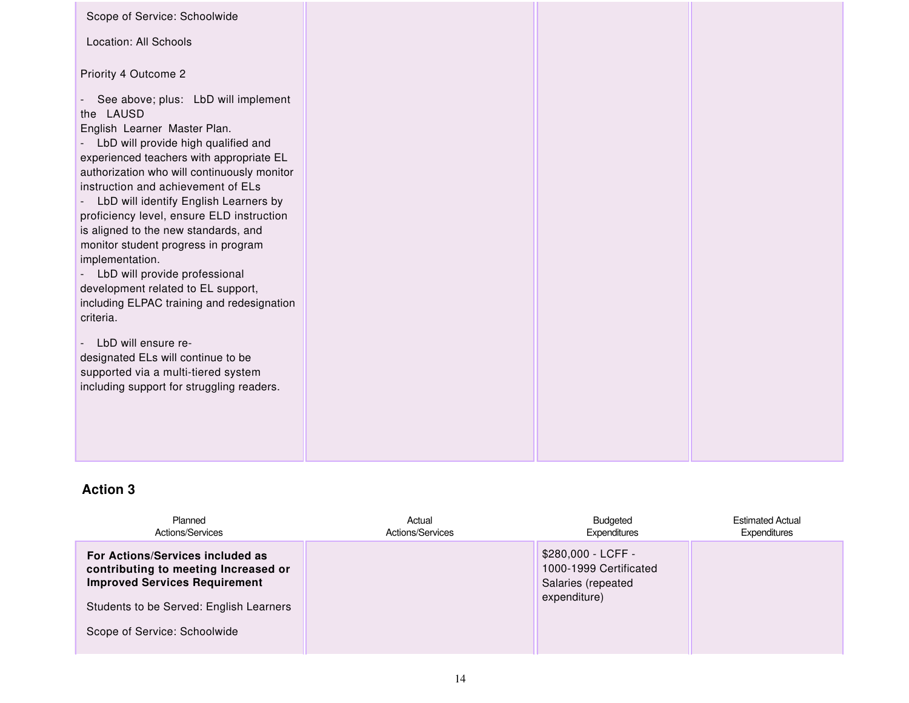| Planned Actions/Services | Actual Actions/Services | Budgeted Expenditures | Estimated Actual Expenditures |
|---|---|---|---|
| Scope of Service: Schoolwide<br><br>Location: All Schools<br><br>Priority 4 Outcome 2<br><br>- See above; plus: LbD will implement the LAUSD English Learner Master Plan.<br>- LbD will provide high qualified and experienced teachers with appropriate EL authorization who will continuously monitor instruction and achievement of ELs<br>- LbD will identify English Learners by proficiency level, ensure ELD instruction is aligned to the new standards, and monitor student progress in program implementation.<br>- LbD will provide professional development related to EL support, including ELPAC training and redesignation criteria.<br><br>- LbD will ensure re-designated ELs will continue to be supported via a multi-tiered system including support for struggling readers. | | | |

### Action 3

| Planned Actions/Services | Actual Actions/Services | Budgeted Expenditures | Estimated Actual Expenditures |
|---|---|---|---|
| **For Actions/Services included as contributing to meeting Increased or Improved Services Requirement**<br><br>Students to be Served: English Learners<br><br>Scope of Service: Schoolwide | | $280,000 - LCFF - 1000-1999 Certificated Salaries (repeated expenditure) | |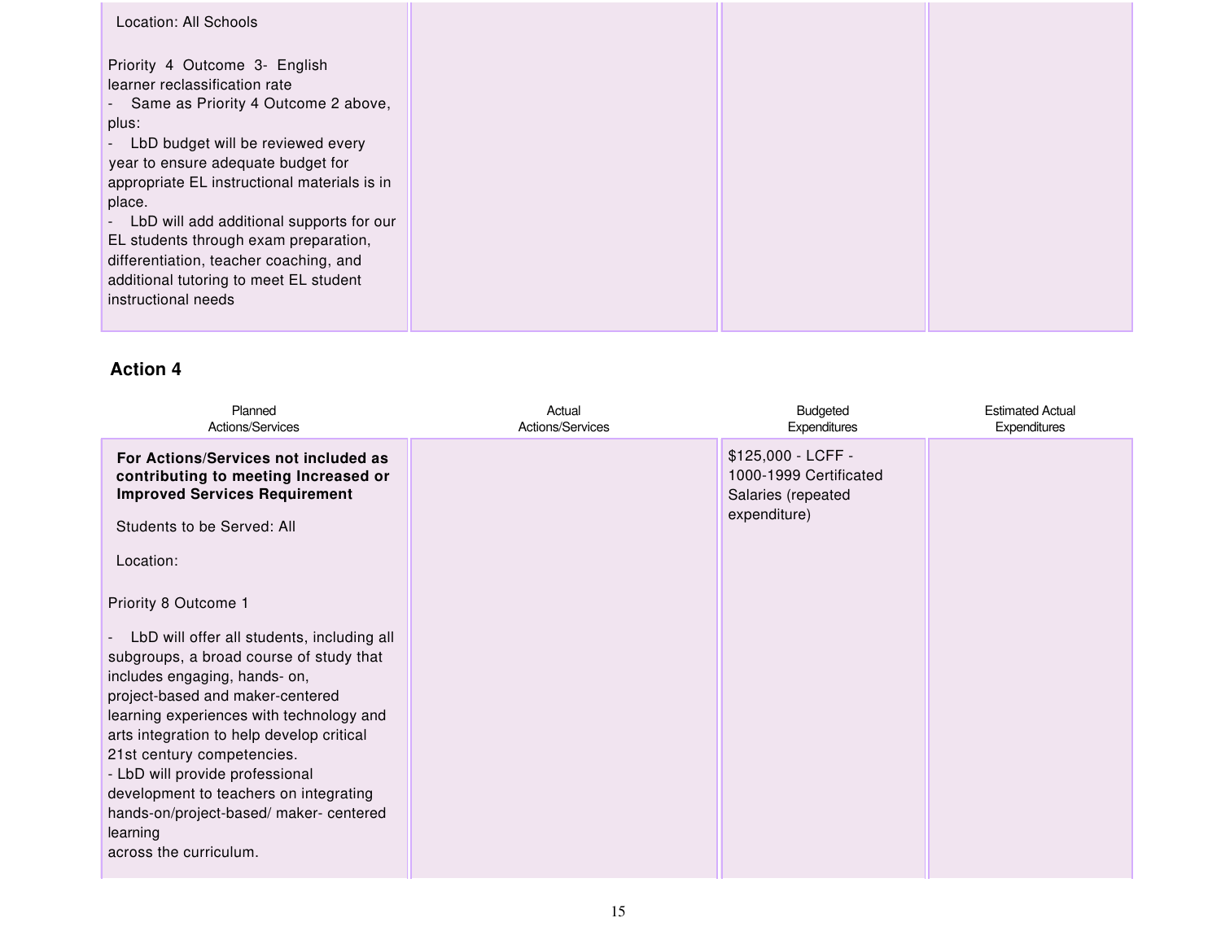| | | | |
|---|---|---|---|
| Location: All Schools<br><br>Priority 4 Outcome 3- English learner reclassification rate<br>- Same as Priority 4 Outcome 2 above, plus:<br>- LbD budget will be reviewed every year to ensure adequate budget for appropriate EL instructional materials is in place.<br>- LbD will add additional supports for our EL students through exam preparation, differentiation, teacher coaching, and additional tutoring to meet EL student instructional needs | | | |

### Action 4

| Planned Actions/Services | Actual Actions/Services | Budgeted Expenditures | Estimated Actual Expenditures |
|---|---|---|---|
| **For Actions/Services not included as contributing to meeting Increased or Improved Services Requirement**<br><br>Students to be Served: All<br><br>Location:<br><br>Priority 8 Outcome 1<br><br>- LbD will offer all students, including all subgroups, a broad course of study that includes engaging, hands- on, project-based and maker-centered learning experiences with technology and arts integration to help develop critical 21st century competencies.<br>- LbD will provide professional development to teachers on integrating hands-on/project-based/ maker- centered learning across the curriculum. | | $125,000 - LCFF - 1000-1999 Certificated Salaries (repeated expenditure) | |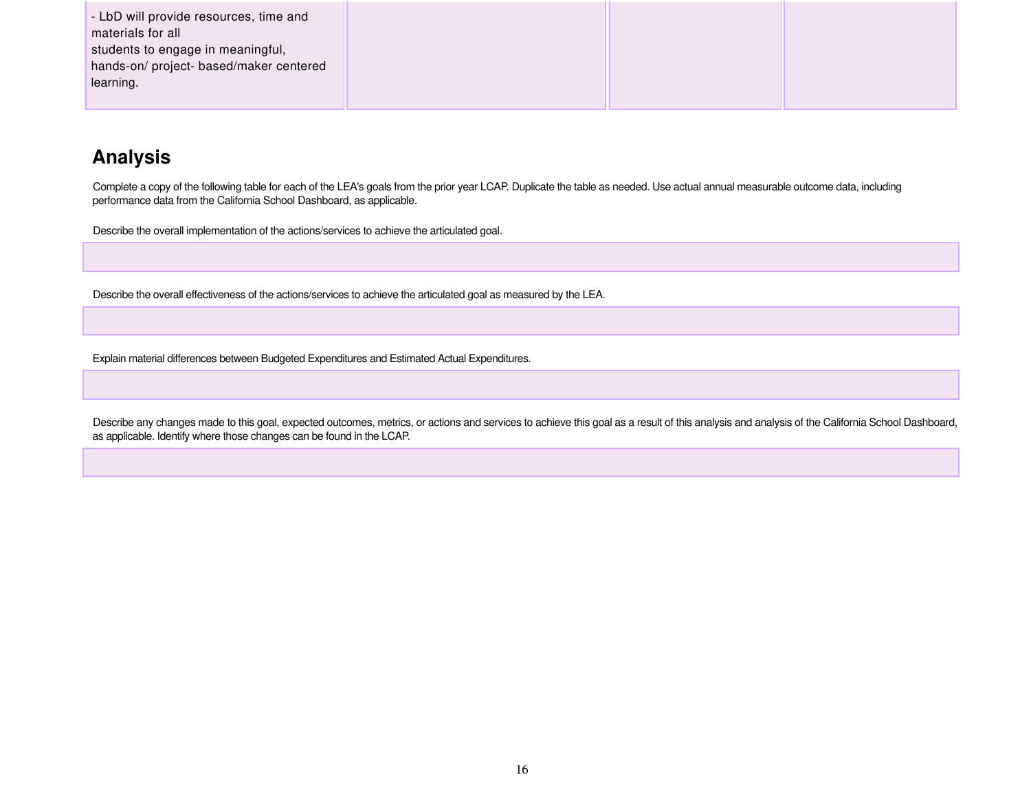| | | | |
|---|---|---|---|
| - LbD will provide resources, time and materials for all students to engage in meaningful, hands-on/ project- based/maker centered learning. | | | |

## Analysis

Complete a copy of the following table for each of the LEA's goals from the prior year LCAP. Duplicate the table as needed. Use actual annual measurable outcome data, including performance data from the California School Dashboard, as applicable.

Describe the overall implementation of the actions/services to achieve the articulated goal.

| |
|---|
| |

Describe the overall effectiveness of the actions/services to achieve the articulated goal as measured by the LEA.

| |
|---|
| |

Explain material differences between Budgeted Expenditures and Estimated Actual Expenditures.

| |
|---|
| |

Describe any changes made to this goal, expected outcomes, metrics, or actions and services to achieve this goal as a result of this analysis and analysis of the California School Dashboard, as applicable. Identify where those changes can be found in the LCAP.

| |
|---|
| |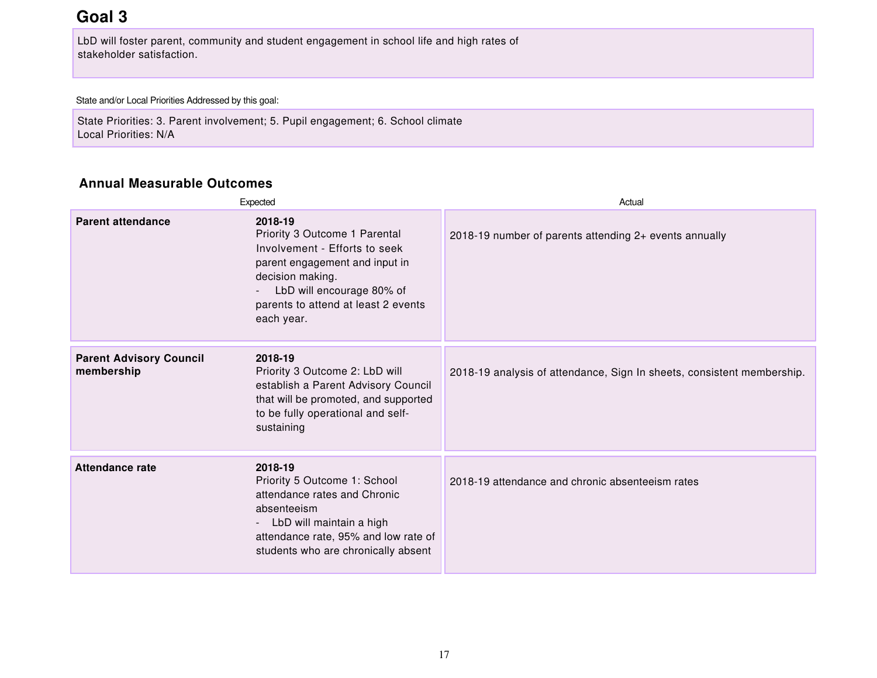## Goal 3

LbD will foster parent, community and student engagement in school life and high rates of stakeholder satisfaction.

State and/or Local Priorities Addressed by this goal:

State Priorities: 3. Parent involvement; 5. Pupil engagement; 6. School climate
Local Priorities: N/A

### Annual Measurable Outcomes

| Expected | | Actual |
|---|---|---|
| **Parent attendance** | **2018-19**<br>Priority 3 Outcome 1 Parental Involvement - Efforts to seek parent engagement and input in decision making.<br>- LbD will encourage 80% of parents to attend at least 2 events each year. | 2018-19 number of parents attending 2+ events annually |
| **Parent Advisory Council membership** | **2018-19**<br>Priority 3 Outcome 2: LbD will establish a Parent Advisory Council that will be promoted, and supported to be fully operational and self-sustaining | 2018-19 analysis of attendance, Sign In sheets, consistent membership. |
| **Attendance rate** | **2018-19**<br>Priority 5 Outcome 1: School attendance rates and Chronic absenteeism<br>- LbD will maintain a high attendance rate, 95% and low rate of students who are chronically absent | 2018-19 attendance and chronic absenteeism rates |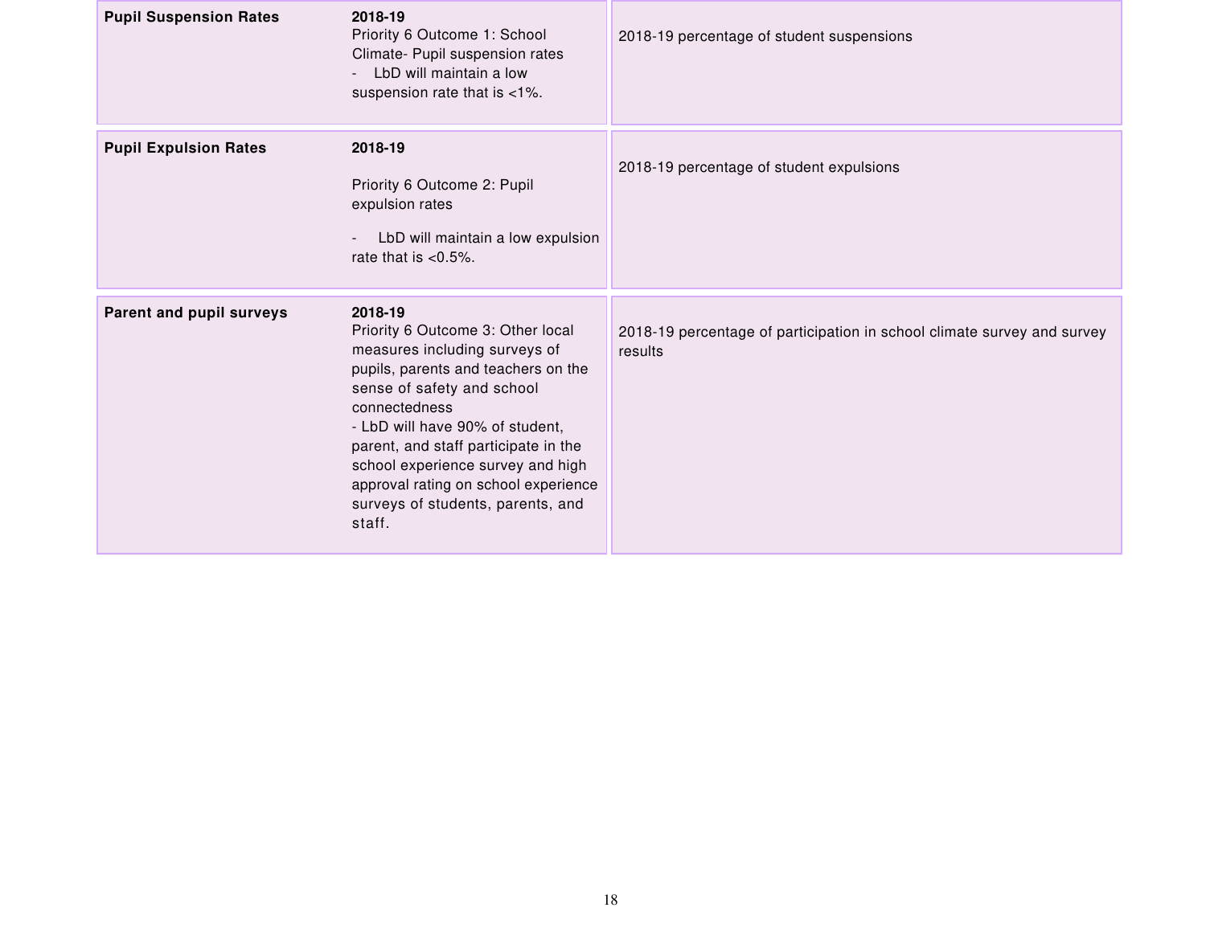| | | |
|---|---|---|
| **Pupil Suspension Rates** | **2018-19**<br>Priority 6 Outcome 1: School Climate- Pupil suspension rates<br>- LbD will maintain a low suspension rate that is <1%. | 2018-19 percentage of student suspensions |
| **Pupil Expulsion Rates** | **2018-19**<br>Priority 6 Outcome 2: Pupil expulsion rates<br>- LbD will maintain a low expulsion rate that is <0.5%. | 2018-19 percentage of student expulsions |
| **Parent and pupil surveys** | **2018-19**<br>Priority 6 Outcome 3: Other local measures including surveys of pupils, parents and teachers on the sense of safety and school connectedness<br>- LbD will have 90% of student, parent, and staff participate in the school experience survey and high approval rating on school experience surveys of students, parents, and staff. | 2018-19 percentage of participation in school climate survey and survey results |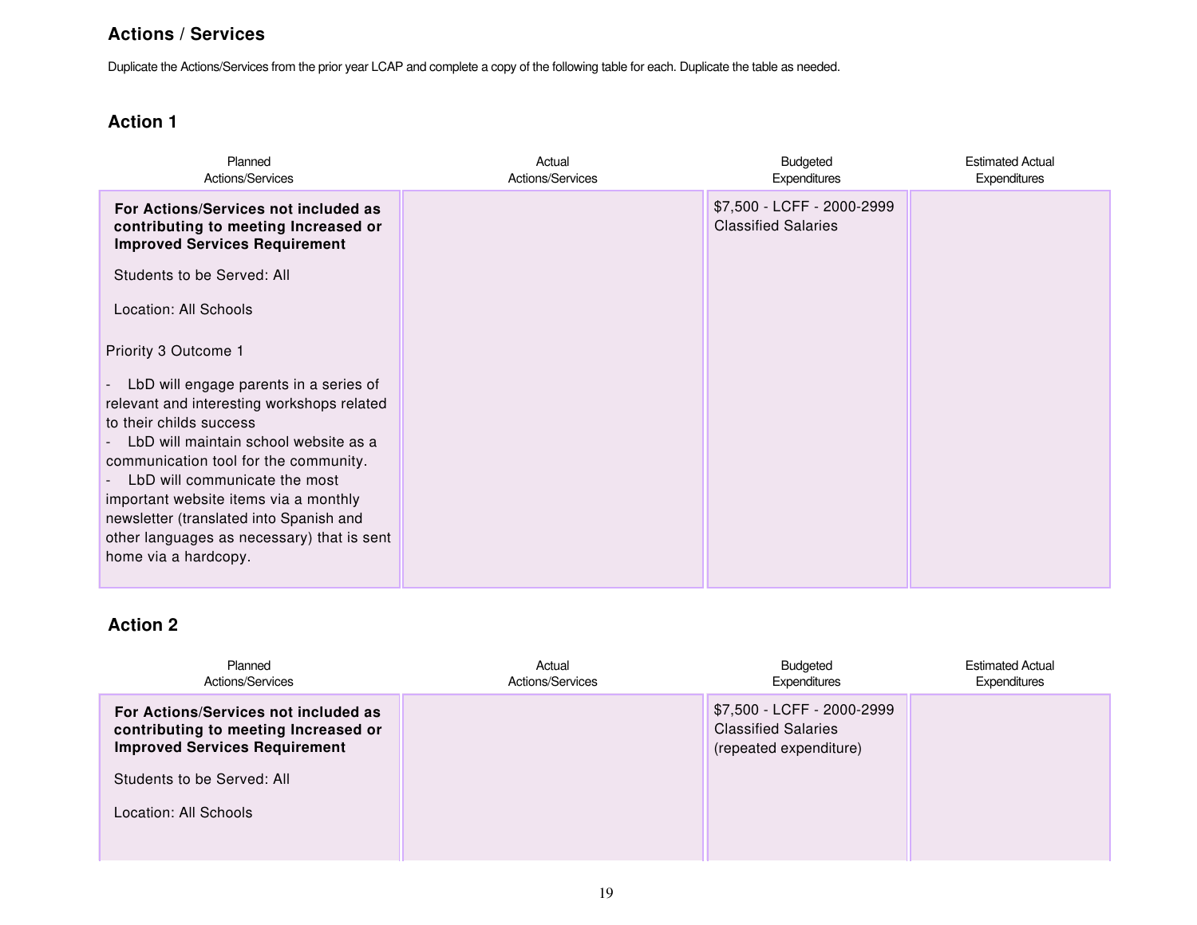## Actions / Services

Duplicate the Actions/Services from the prior year LCAP and complete a copy of the following table for each. Duplicate the table as needed.

### Action 1

| Planned Actions/Services | Actual Actions/Services | Budgeted Expenditures | Estimated Actual Expenditures |
|---|---|---|---|
| **For Actions/Services not included as contributing to meeting Increased or Improved Services Requirement**<br><br>Students to be Served: All<br><br>Location: All Schools<br><br>Priority 3 Outcome 1<br><br>- LbD will engage parents in a series of relevant and interesting workshops related to their childs success<br>- LbD will maintain school website as a communication tool for the community.<br>- LbD will communicate the most important website items via a monthly newsletter (translated into Spanish and other languages as necessary) that is sent home via a hardcopy. | | $7,500 - LCFF - 2000-2999 Classified Salaries | |

### Action 2

| Planned Actions/Services | Actual Actions/Services | Budgeted Expenditures | Estimated Actual Expenditures |
|---|---|---|---|
| **For Actions/Services not included as contributing to meeting Increased or Improved Services Requirement**<br><br>Students to be Served: All<br><br>Location: All Schools | | $7,500 - LCFF - 2000-2999 Classified Salaries (repeated expenditure) | |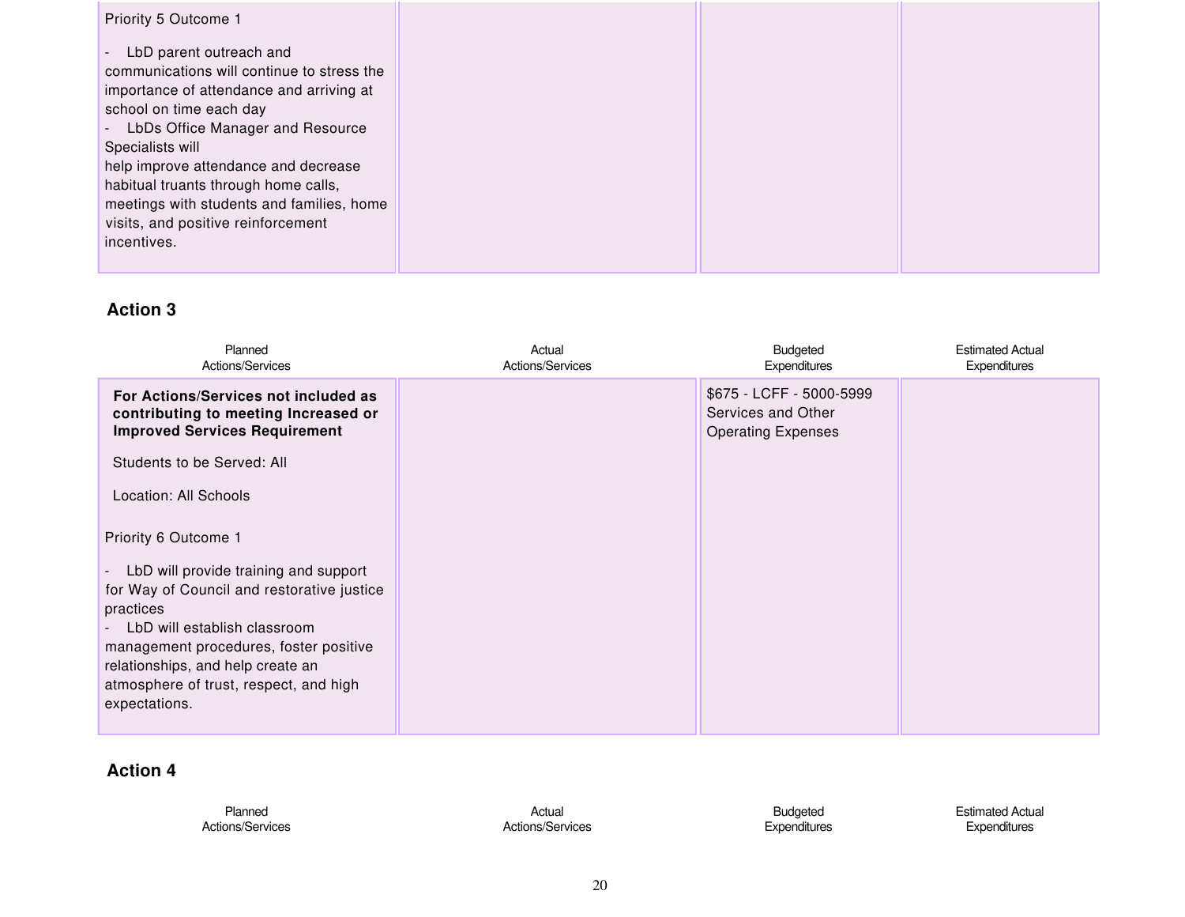| | | | |
|---|---|---|---|
| Priority 5 Outcome 1<br><br>- LbD parent outreach and communications will continue to stress the importance of attendance and arriving at school on time each day<br>- LbDs Office Manager and Resource Specialists will help improve attendance and decrease habitual truants through home calls, meetings with students and families, home visits, and positive reinforcement incentives. | | | |

### Action 3

| Planned Actions/Services | Actual Actions/Services | Budgeted Expenditures | Estimated Actual Expenditures |
|---|---|---|---|
| **For Actions/Services not included as contributing to meeting Increased or Improved Services Requirement**<br><br>Students to be Served: All<br><br>Location: All Schools<br><br>Priority 6 Outcome 1<br><br>- LbD will provide training and support for Way of Council and restorative justice practices<br>- LbD will establish classroom management procedures, foster positive relationships, and help create an atmosphere of trust, respect, and high expectations. | | $675 - LCFF - 5000-5999 Services and Other Operating Expenses | |

### Action 4

| Planned Actions/Services | Actual Actions/Services | Budgeted Expenditures | Estimated Actual Expenditures |
|---|---|---|---|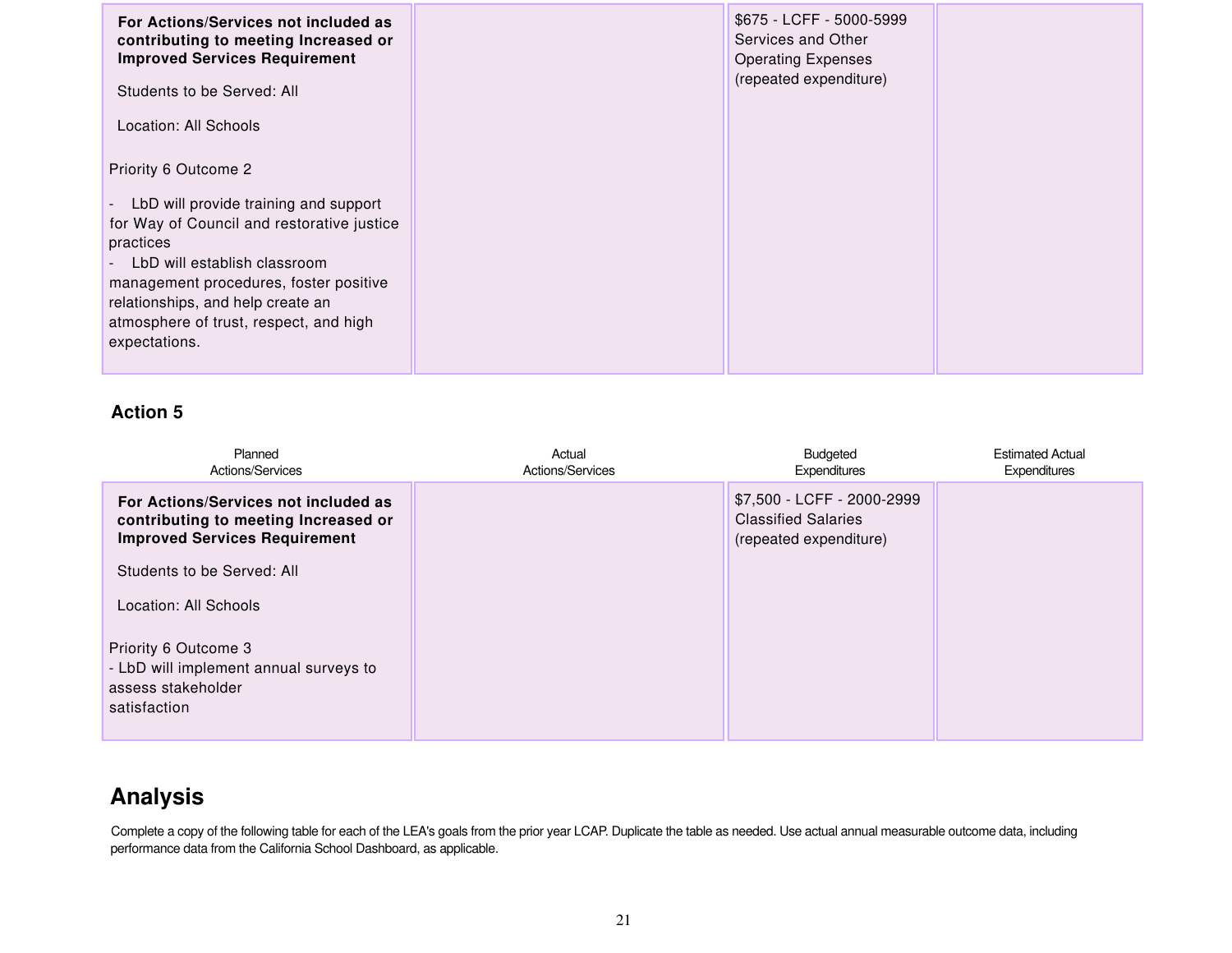| Planned Actions/Services | Actual Actions/Services | Budgeted Expenditures | Estimated Actual Expenditures |
|---|---|---|---|
| **For Actions/Services not included as contributing to meeting Increased or Improved Services Requirement**<br><br>Students to be Served: All<br><br>Location: All Schools<br><br>Priority 6 Outcome 2<br><br>- LbD will provide training and support for Way of Council and restorative justice practices<br>- LbD will establish classroom management procedures, foster positive relationships, and help create an atmosphere of trust, respect, and high expectations. | | $675 - LCFF - 5000-5999 Services and Other Operating Expenses (repeated expenditure) | |

### Action 5

| Planned Actions/Services | Actual Actions/Services | Budgeted Expenditures | Estimated Actual Expenditures |
|---|---|---|---|
| **For Actions/Services not included as contributing to meeting Increased or Improved Services Requirement**<br><br>Students to be Served: All<br><br>Location: All Schools<br><br>Priority 6 Outcome 3<br>- LbD will implement annual surveys to assess stakeholder satisfaction | | $7,500 - LCFF - 2000-2999 Classified Salaries (repeated expenditure) | |

## Analysis

Complete a copy of the following table for each of the LEA's goals from the prior year LCAP. Duplicate the table as needed. Use actual annual measurable outcome data, including performance data from the California School Dashboard, as applicable.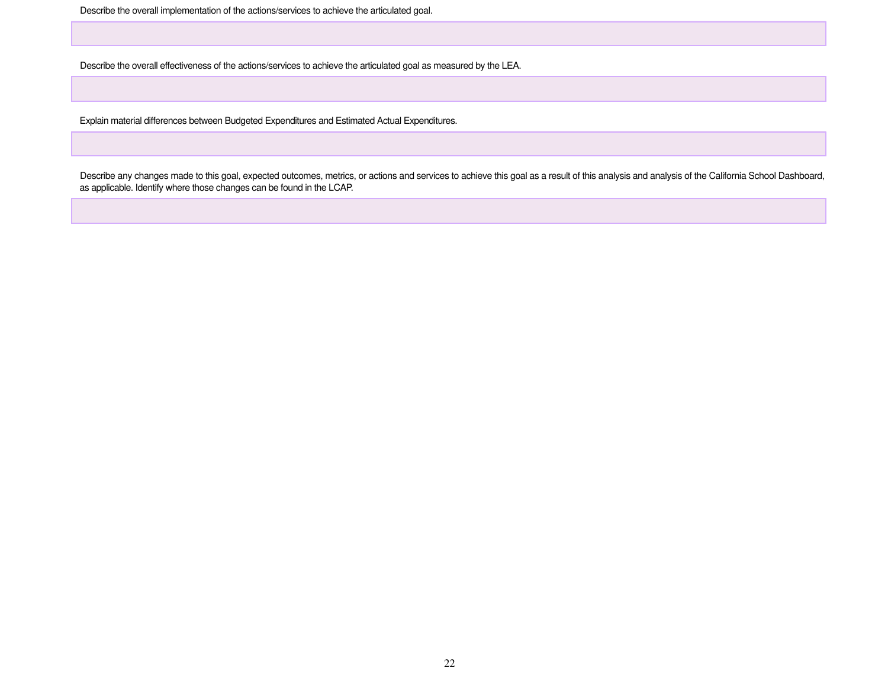Describe the overall implementation of the actions/services to achieve the articulated goal.

|  |
|---|
|  |

Describe the overall effectiveness of the actions/services to achieve the articulated goal as measured by the LEA.

|  |
|---|
|  |

Explain material differences between Budgeted Expenditures and Estimated Actual Expenditures.

|  |
|---|
|  |

Describe any changes made to this goal, expected outcomes, metrics, or actions and services to achieve this goal as a result of this analysis and analysis of the California School Dashboard, as applicable. Identify where those changes can be found in the LCAP.

|  |
|---|
|  |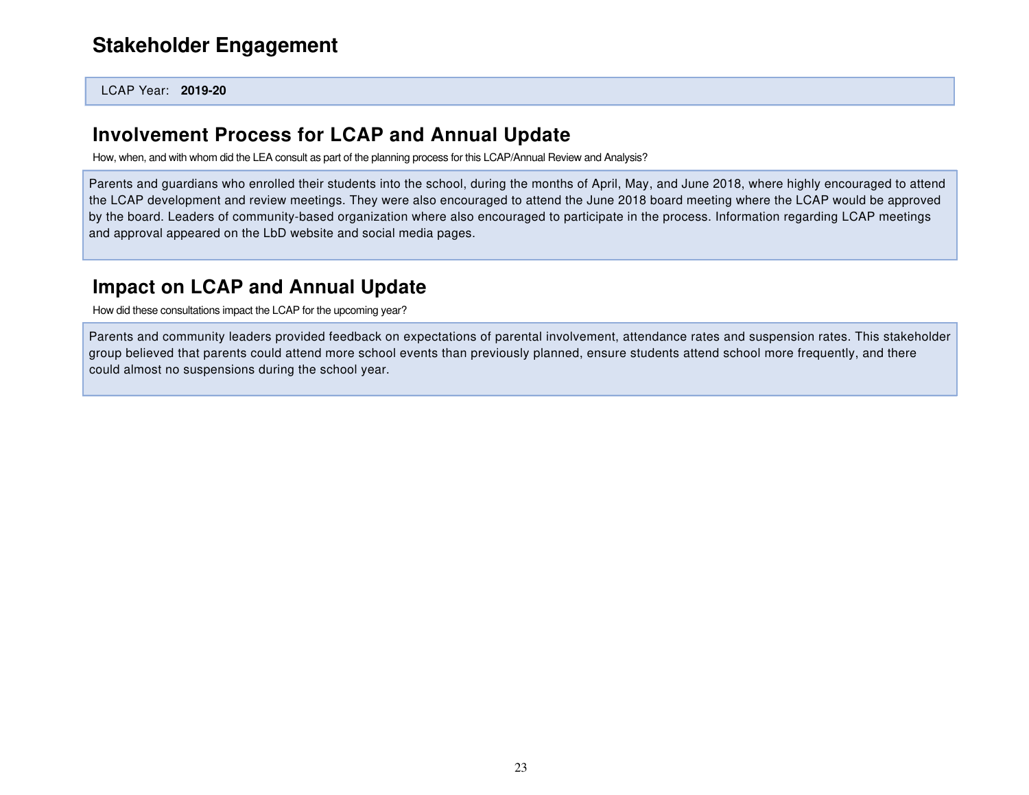# Stakeholder Engagement

LCAP Year: **2019-20**

## Involvement Process for LCAP and Annual Update

How, when, and with whom did the LEA consult as part of the planning process for this LCAP/Annual Review and Analysis?

Parents and guardians who enrolled their students into the school, during the months of April, May, and June 2018, where highly encouraged to attend the LCAP development and review meetings. They were also encouraged to attend the June 2018 board meeting where the LCAP would be approved by the board. Leaders of community-based organization where also encouraged to participate in the process. Information regarding LCAP meetings and approval appeared on the LbD website and social media pages.

## Impact on LCAP and Annual Update

How did these consultations impact the LCAP for the upcoming year?

Parents and community leaders provided feedback on expectations of parental involvement, attendance rates and suspension rates. This stakeholder group believed that parents could attend more school events than previously planned, ensure students attend school more frequently, and there could almost no suspensions during the school year.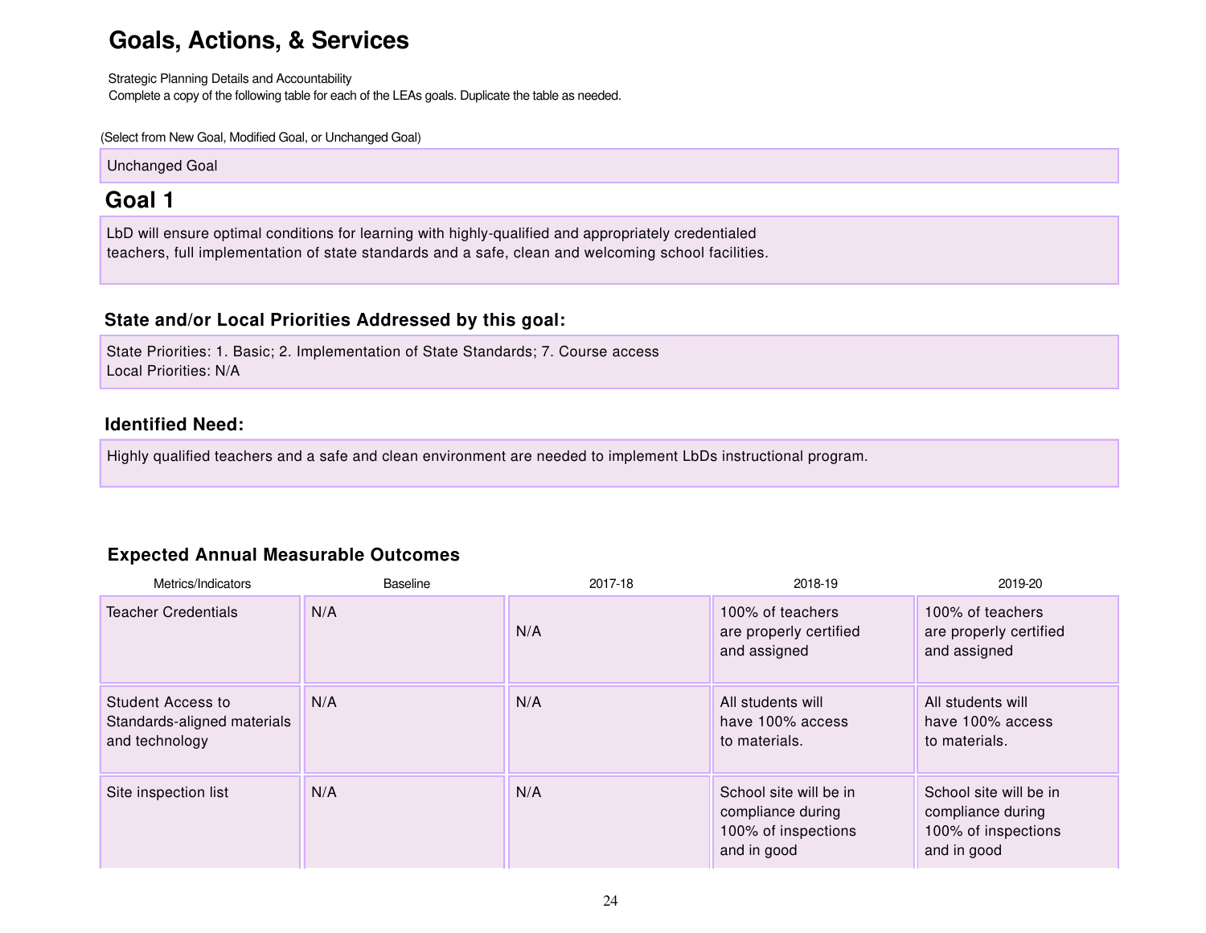# Goals, Actions, & Services

Strategic Planning Details and Accountability
Complete a copy of the following table for each of the LEAs goals. Duplicate the table as needed.

(Select from New Goal, Modified Goal, or Unchanged Goal)

Unchanged Goal

## Goal 1

LbD will ensure optimal conditions for learning with highly-qualified and appropriately credentialed teachers, full implementation of state standards and a safe, clean and welcoming school facilities.

### State and/or Local Priorities Addressed by this goal:

State Priorities: 1. Basic; 2. Implementation of State Standards; 7. Course access
Local Priorities: N/A

### Identified Need:

Highly qualified teachers and a safe and clean environment are needed to implement LbDs instructional program.

### Expected Annual Measurable Outcomes

| Metrics/Indicators | Baseline | 2017-18 | 2018-19 | 2019-20 |
|---|---|---|---|---|
| Teacher Credentials | N/A | N/A | 100% of teachers are properly certified and assigned | 100% of teachers are properly certified and assigned |
| Student Access to Standards-aligned materials and technology | N/A | N/A | All students will have 100% access to materials. | All students will have 100% access to materials. |
| Site inspection list | N/A | N/A | School site will be in compliance during 100% of inspections and in good | School site will be in compliance during 100% of inspections and in good |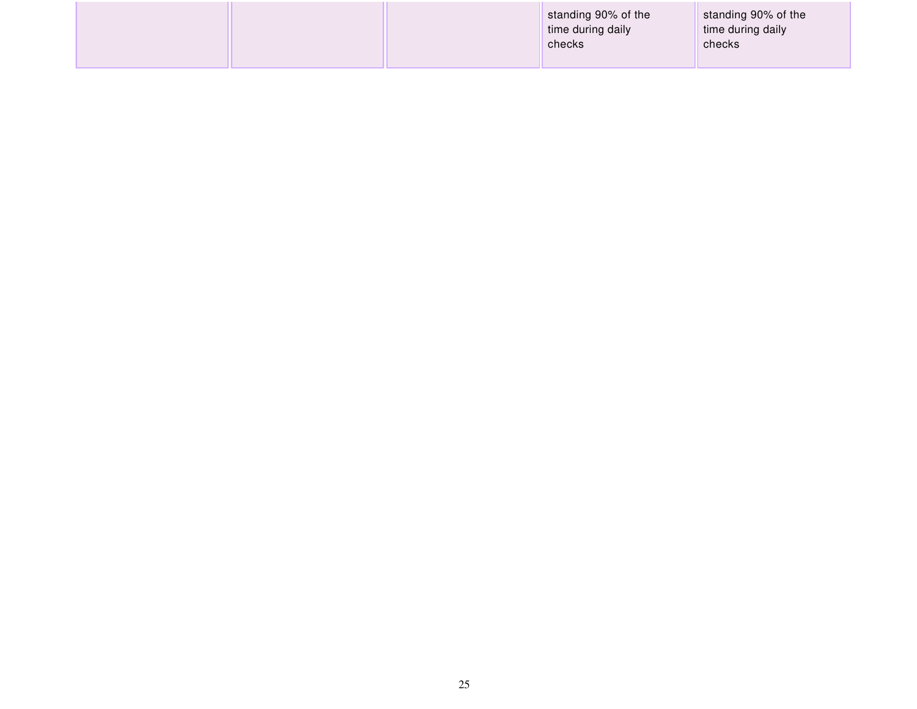| | | | | |
|---|---|---|---|---|
| | | | standing 90% of the time during daily checks | standing 90% of the time during daily checks |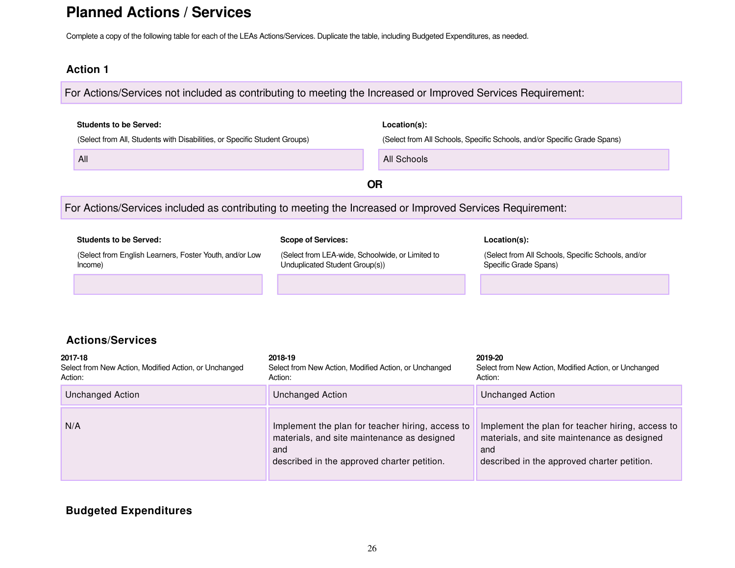# Planned Actions / Services

Complete a copy of the following table for each of the LEAs Actions/Services. Duplicate the table, including Budgeted Expenditures, as needed.

### Action 1

**For Actions/Services not included as contributing to meeting the Increased or Improved Services Requirement:**

| **Students to be Served:** (Select from All, Students with Disabilities, or Specific Student Groups) | **Location(s):** (Select from All Schools, Specific Schools, and/or Specific Grade Spans) |
|---|---|
| All | All Schools |

**OR**

**For Actions/Services included as contributing to meeting the Increased or Improved Services Requirement:**

| **Students to be Served:** (Select from English Learners, Foster Youth, and/or Low Income) | **Scope of Services:** (Select from LEA-wide, Schoolwide, or Limited to Unduplicated Student Group(s)) | **Location(s):** (Select from All Schools, Specific Schools, and/or Specific Grade Spans) |
|---|---|---|
| | | |

### Actions/Services

| **2017-18** Select from New Action, Modified Action, or Unchanged Action: | **2018-19** Select from New Action, Modified Action, or Unchanged Action: | **2019-20** Select from New Action, Modified Action, or Unchanged Action: |
|---|---|---|
| Unchanged Action | Unchanged Action | Unchanged Action |
| N/A | Implement the plan for teacher hiring, access to materials, and site maintenance as designed and described in the approved charter petition. | Implement the plan for teacher hiring, access to materials, and site maintenance as designed and described in the approved charter petition. |

### Budgeted Expenditures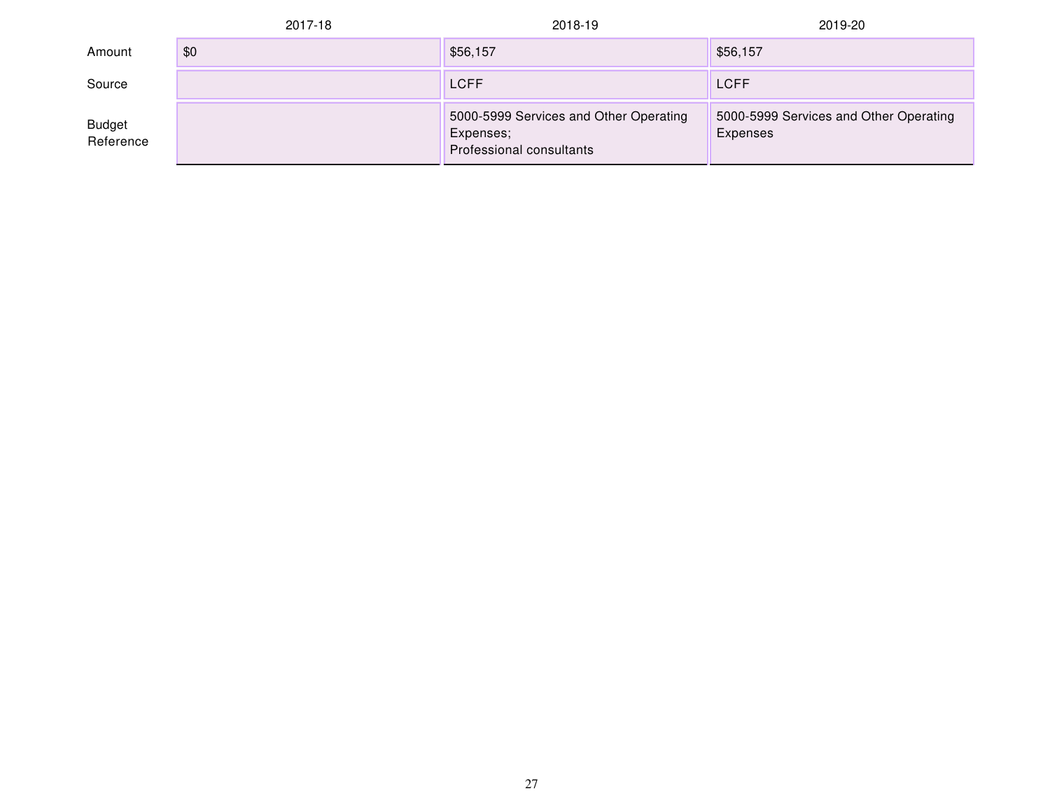| | 2017-18 | 2018-19 | 2019-20 |
|---|---|---|---|
| Amount | $0 | $56,157 | $56,157 |
| Source | | LCFF | LCFF |
| Budget Reference | | 5000-5999 Services and Other Operating Expenses;<br>Professional consultants | 5000-5999 Services and Other Operating Expenses |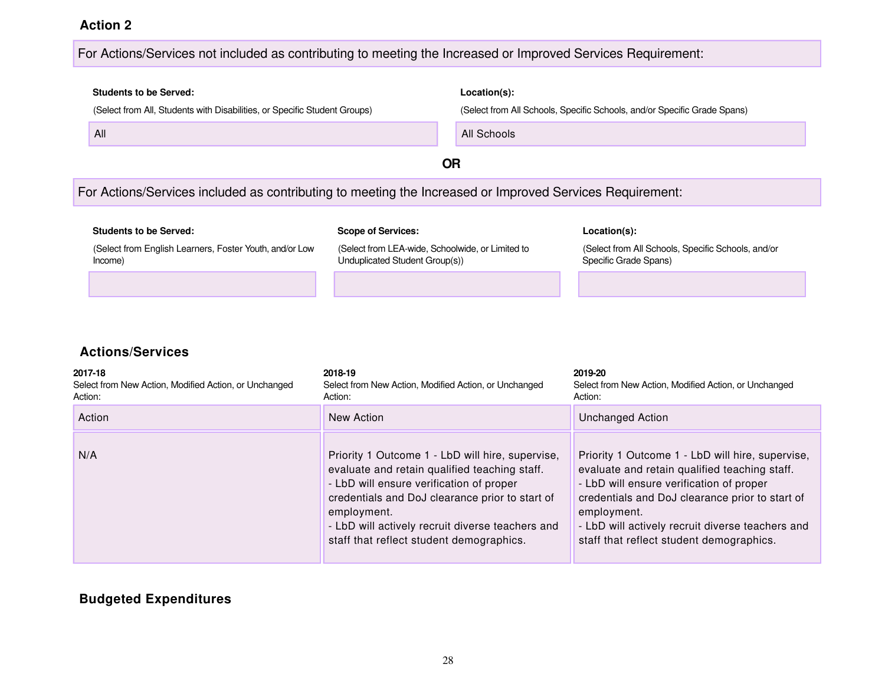### Action 2

For Actions/Services not included as contributing to meeting the Increased or Improved Services Requirement:

| Students to be Served: (Select from All, Students with Disabilities, or Specific Student Groups) | Location(s): (Select from All Schools, Specific Schools, and/or Specific Grade Spans) |
|---|---|
| All | All Schools |

**OR**

For Actions/Services included as contributing to meeting the Increased or Improved Services Requirement:

| Students to be Served: (Select from English Learners, Foster Youth, and/or Low Income) | Scope of Services: (Select from LEA-wide, Schoolwide, or Limited to Unduplicated Student Group(s)) | Location(s): (Select from All Schools, Specific Schools, and/or Specific Grade Spans) |
|---|---|---|
| | | |

### Actions/Services

| 2017-18 Select from New Action, Modified Action, or Unchanged Action: | 2018-19 Select from New Action, Modified Action, or Unchanged Action: | 2019-20 Select from New Action, Modified Action, or Unchanged Action: |
|---|---|---|
| Action | New Action | Unchanged Action |
| N/A | Priority 1 Outcome 1 - LbD will hire, supervise, evaluate and retain qualified teaching staff.<br>- LbD will ensure verification of proper credentials and DoJ clearance prior to start of employment.<br>- LbD will actively recruit diverse teachers and staff that reflect student demographics. | Priority 1 Outcome 1 - LbD will hire, supervise, evaluate and retain qualified teaching staff.<br>- LbD will ensure verification of proper credentials and DoJ clearance prior to start of employment.<br>- LbD will actively recruit diverse teachers and staff that reflect student demographics. |

### Budgeted Expenditures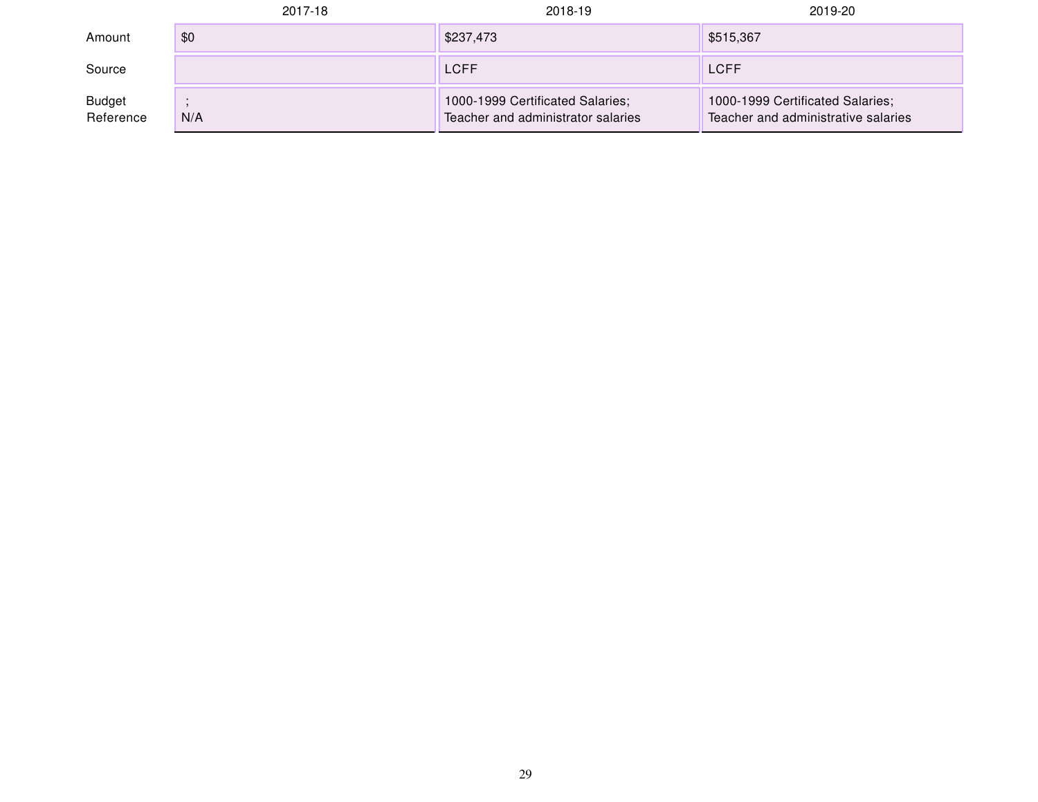| | 2017-18 | 2018-19 | 2019-20 |
|---|---|---|---|
| Amount | $0 | $237,473 | $515,367 |
| Source | | LCFF | LCFF |
| Budget Reference | ;<br>N/A | 1000-1999 Certificated Salaries;<br>Teacher and administrator salaries | 1000-1999 Certificated Salaries;<br>Teacher and administrative salaries |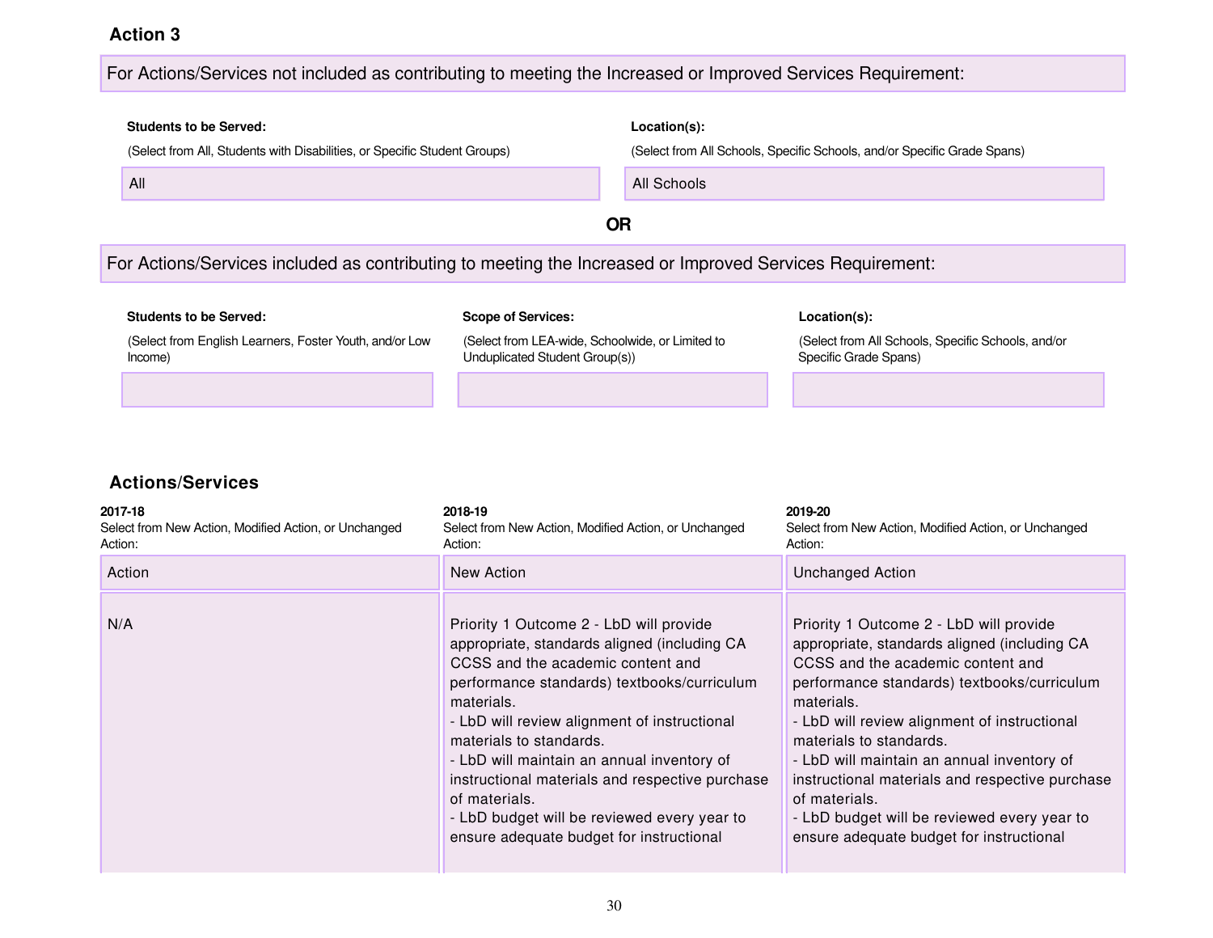### Action 3

For Actions/Services not included as contributing to meeting the Increased or Improved Services Requirement:

| Students to be Served: (Select from All, Students with Disabilities, or Specific Student Groups) | Location(s): (Select from All Schools, Specific Schools, and/or Specific Grade Spans) |
|---|---|
| All | All Schools |

**OR**

For Actions/Services included as contributing to meeting the Increased or Improved Services Requirement:

| Students to be Served: (Select from English Learners, Foster Youth, and/or Low Income) | Scope of Services: (Select from LEA-wide, Schoolwide, or Limited to Unduplicated Student Group(s)) | Location(s): (Select from All Schools, Specific Schools, and/or Specific Grade Spans) |
|---|---|---|
| | | |

### Actions/Services

| 2017-18 Select from New Action, Modified Action, or Unchanged Action: | 2018-19 Select from New Action, Modified Action, or Unchanged Action: | 2019-20 Select from New Action, Modified Action, or Unchanged Action: |
|---|---|---|
| Action | New Action | Unchanged Action |
| N/A | Priority 1 Outcome 2 - LbD will provide appropriate, standards aligned (including CA CCSS and the academic content and performance standards) textbooks/curriculum materials.<br>- LbD will review alignment of instructional materials to standards.<br>- LbD will maintain an annual inventory of instructional materials and respective purchase of materials.<br>- LbD budget will be reviewed every year to ensure adequate budget for instructional | Priority 1 Outcome 2 - LbD will provide appropriate, standards aligned (including CA CCSS and the academic content and performance standards) textbooks/curriculum materials.<br>- LbD will review alignment of instructional materials to standards.<br>- LbD will maintain an annual inventory of instructional materials and respective purchase of materials.<br>- LbD budget will be reviewed every year to ensure adequate budget for instructional |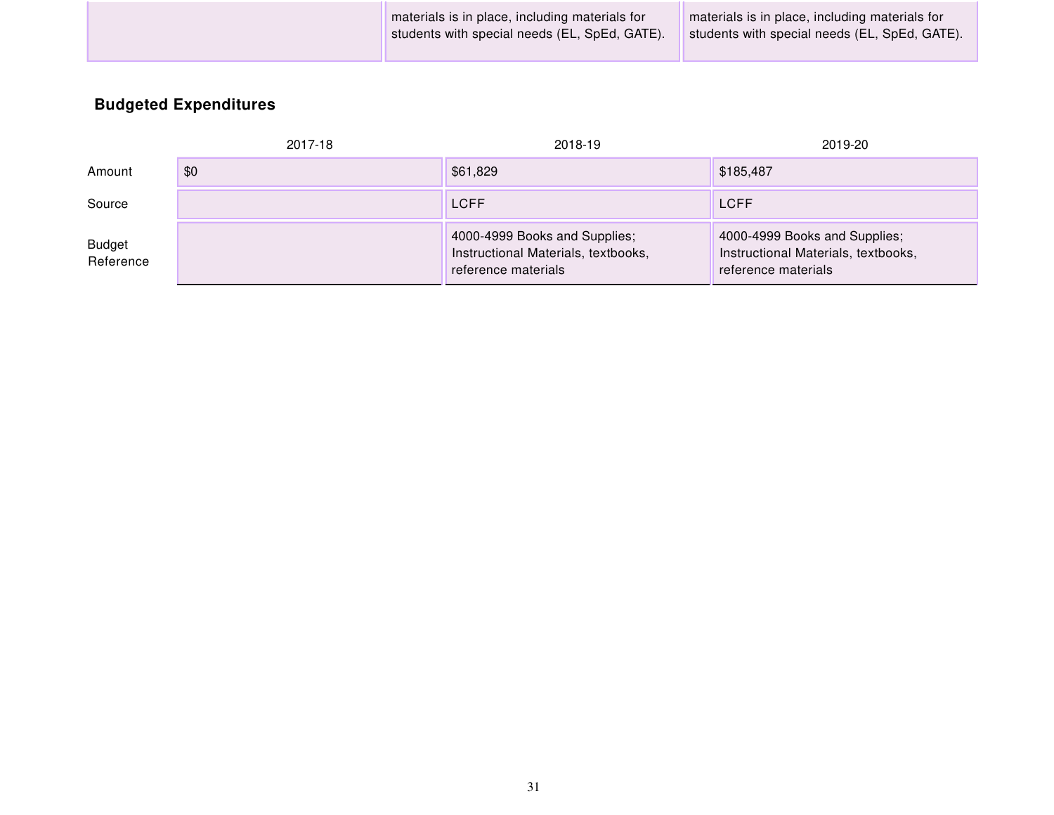| | | |
|---|---|---|
| | materials is in place, including materials for students with special needs (EL, SpEd, GATE). | materials is in place, including materials for students with special needs (EL, SpEd, GATE). |

### Budgeted Expenditures

| | 2017-18 | 2018-19 | 2019-20 |
|---|---|---|---|
| Amount | $0 | $61,829 | $185,487 |
| Source | | LCFF | LCFF |
| Budget Reference | | 4000-4999 Books and Supplies; Instructional Materials, textbooks, reference materials | 4000-4999 Books and Supplies; Instructional Materials, textbooks, reference materials |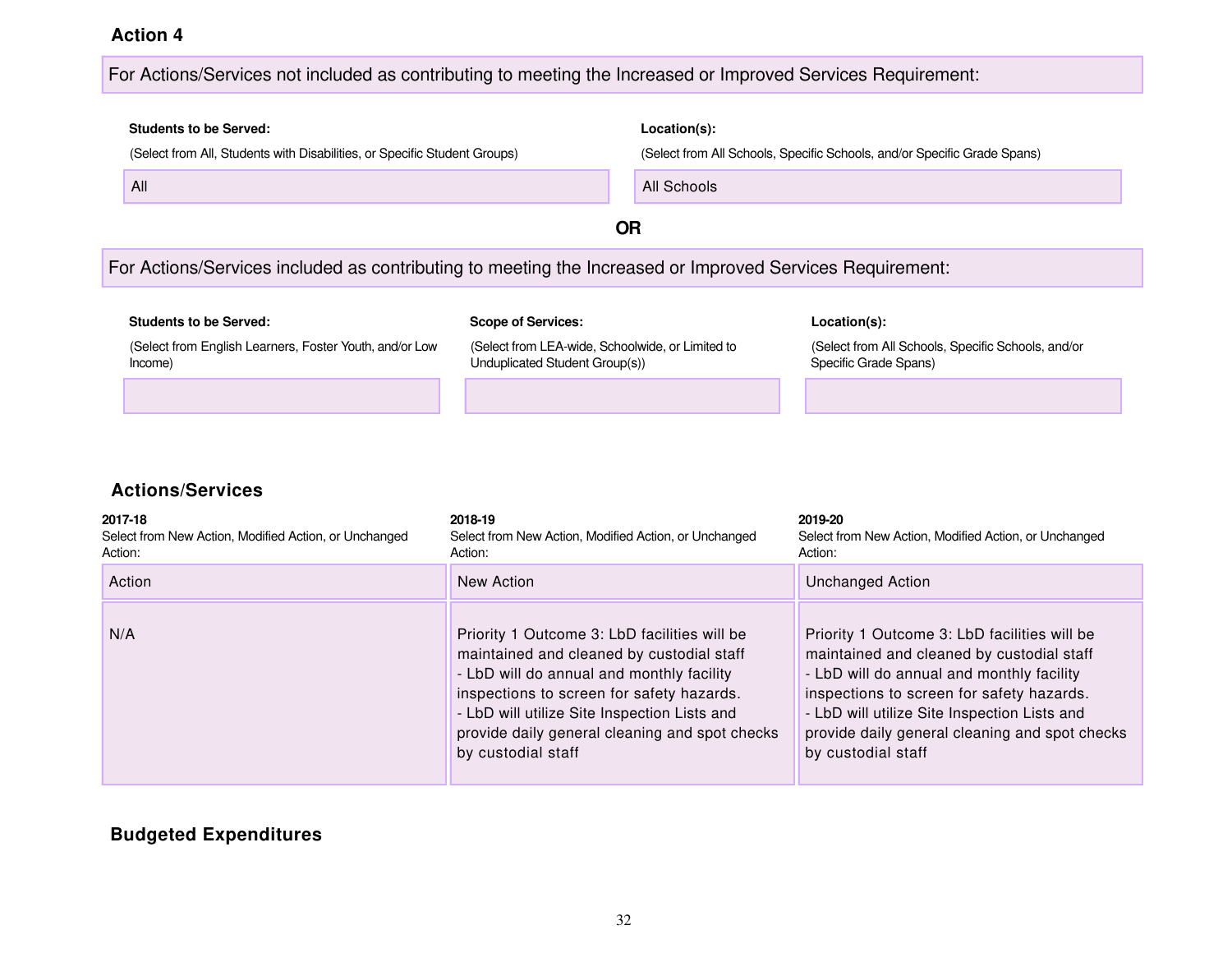### Action 4

| For Actions/Services not included as contributing to meeting the Increased or Improved Services Requirement: | |
|---|---|
| **Students to be Served:** (Select from All, Students with Disabilities, or Specific Student Groups) | **Location(s):** (Select from All Schools, Specific Schools, and/or Specific Grade Spans) |
| All | All Schools |

**OR**

| For Actions/Services included as contributing to meeting the Increased or Improved Services Requirement: | | |
|---|---|---|
| **Students to be Served:** (Select from English Learners, Foster Youth, and/or Low Income) | **Scope of Services:** (Select from LEA-wide, Schoolwide, or Limited to Unduplicated Student Group(s)) | **Location(s):** (Select from All Schools, Specific Schools, and/or Specific Grade Spans) |
| | | |

### Actions/Services

| **2017-18** Select from New Action, Modified Action, or Unchanged Action: | **2018-19** Select from New Action, Modified Action, or Unchanged Action: | **2019-20** Select from New Action, Modified Action, or Unchanged Action: |
|---|---|---|
| Action | New Action | Unchanged Action |
| N/A | Priority 1 Outcome 3: LbD facilities will be maintained and cleaned by custodial staff<br>- LbD will do annual and monthly facility inspections to screen for safety hazards.<br>- LbD will utilize Site Inspection Lists and provide daily general cleaning and spot checks by custodial staff | Priority 1 Outcome 3: LbD facilities will be maintained and cleaned by custodial staff<br>- LbD will do annual and monthly facility inspections to screen for safety hazards.<br>- LbD will utilize Site Inspection Lists and provide daily general cleaning and spot checks by custodial staff |

### Budgeted Expenditures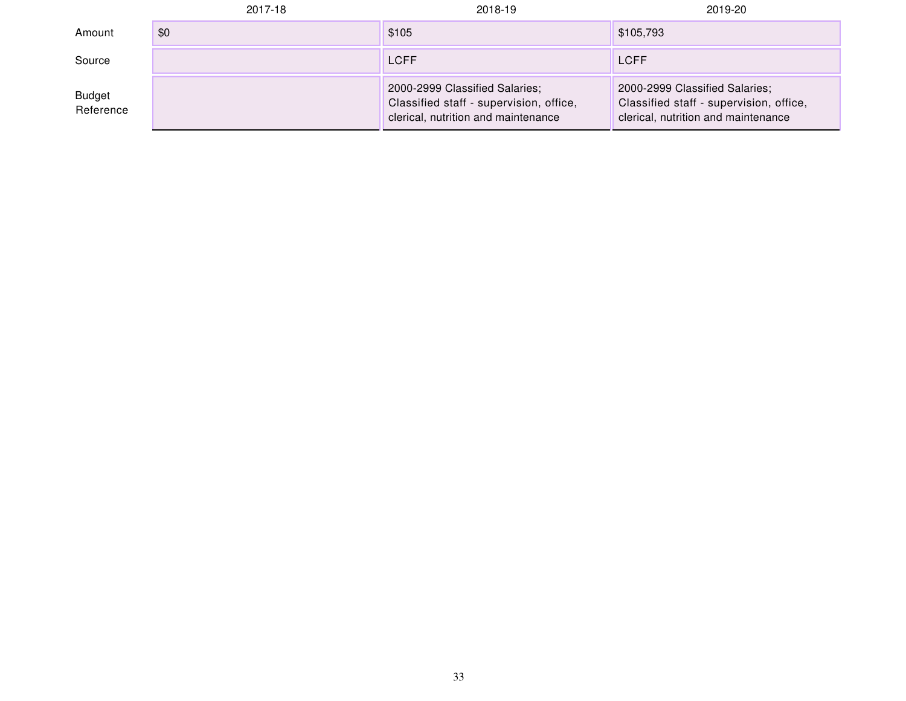| | 2017-18 | 2018-19 | 2019-20 |
|---|---|---|---|
| Amount | $0 | $105 | $105,793 |
| Source | | LCFF | LCFF |
| Budget Reference | | 2000-2999 Classified Salaries; Classified staff - supervision, office, clerical, nutrition and maintenance | 2000-2999 Classified Salaries; Classified staff - supervision, office, clerical, nutrition and maintenance |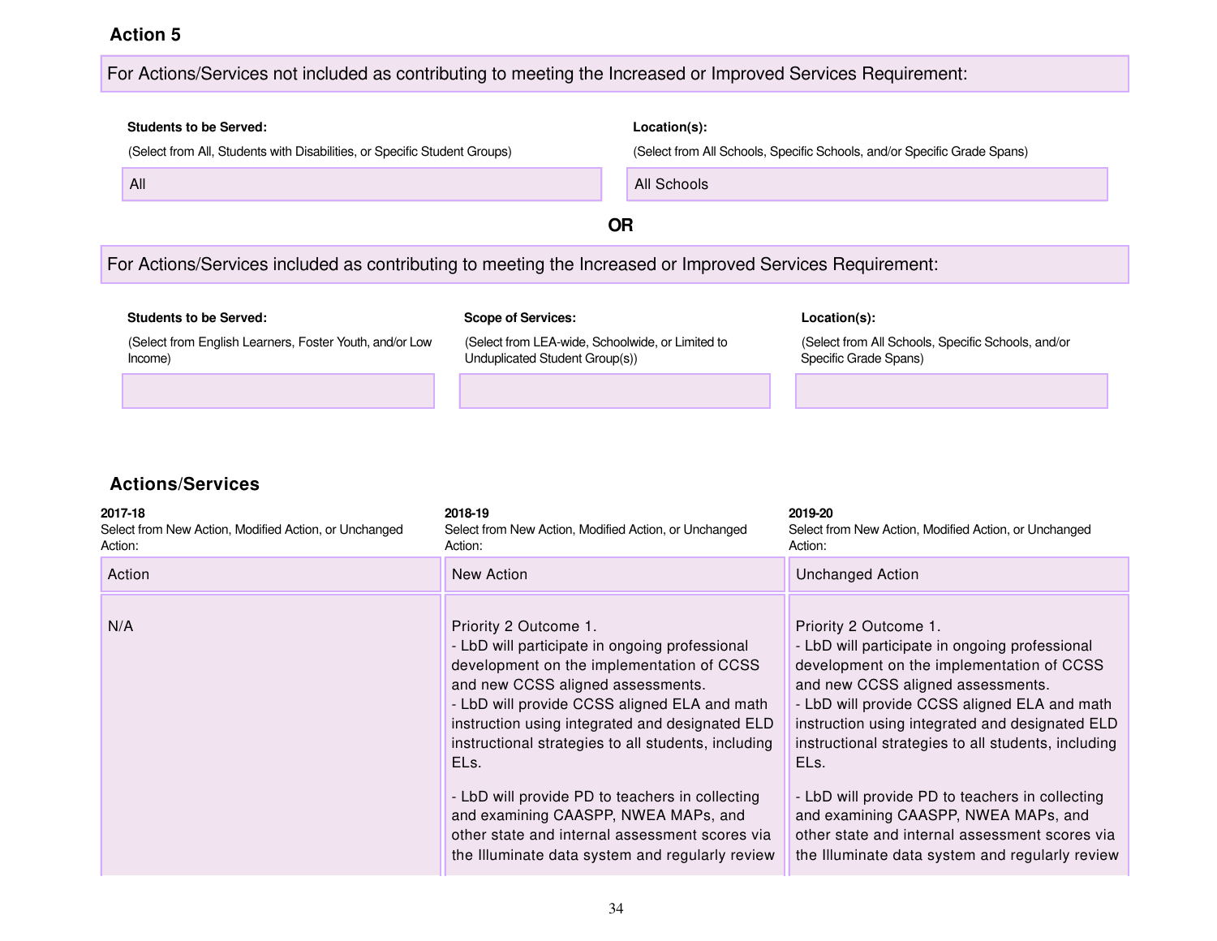### Action 5

**For Actions/Services not included as contributing to meeting the Increased or Improved Services Requirement:**

| Students to be Served: (Select from All, Students with Disabilities, or Specific Student Groups) | Location(s): (Select from All Schools, Specific Schools, and/or Specific Grade Spans) |
| --- | --- |
| All | All Schools |

**OR**

**For Actions/Services included as contributing to meeting the Increased or Improved Services Requirement:**

| Students to be Served: (Select from English Learners, Foster Youth, and/or Low Income) | Scope of Services: (Select from LEA-wide, Schoolwide, or Limited to Unduplicated Student Group(s)) | Location(s): (Select from All Schools, Specific Schools, and/or Specific Grade Spans) |
| --- | --- | --- |
| | | |

### Actions/Services

| 2017-18 Select from New Action, Modified Action, or Unchanged Action: | 2018-19 Select from New Action, Modified Action, or Unchanged Action: | 2019-20 Select from New Action, Modified Action, or Unchanged Action: |
| --- | --- | --- |
| Action | New Action | Unchanged Action |
| N/A | Priority 2 Outcome 1.<br>- LbD will participate in ongoing professional development on the implementation of CCSS and new CCSS aligned assessments.<br>- LbD will provide CCSS aligned ELA and math instruction using integrated and designated ELD instructional strategies to all students, including ELs.<br><br>- LbD will provide PD to teachers in collecting and examining CAASPP, NWEA MAPs, and other state and internal assessment scores via the Illuminate data system and regularly review | Priority 2 Outcome 1.<br>- LbD will participate in ongoing professional development on the implementation of CCSS and new CCSS aligned assessments.<br>- LbD will provide CCSS aligned ELA and math instruction using integrated and designated ELD instructional strategies to all students, including ELs.<br><br>- LbD will provide PD to teachers in collecting and examining CAASPP, NWEA MAPs, and other state and internal assessment scores via the Illuminate data system and regularly review |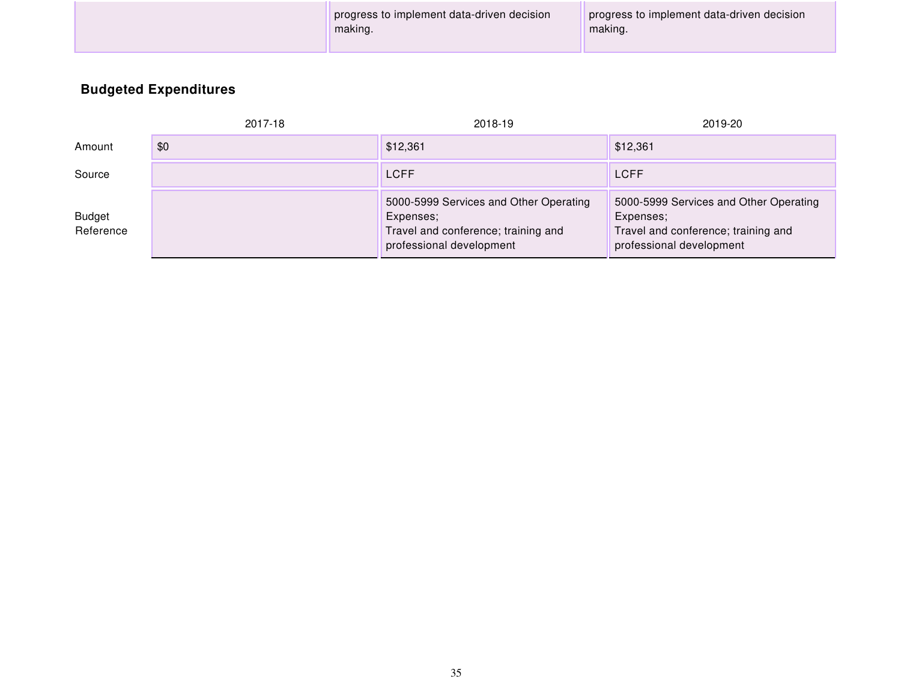| | | |
|---|---|---|
| | progress to implement data-driven decision making. | progress to implement data-driven decision making. |

### Budgeted Expenditures

| | 2017-18 | 2018-19 | 2019-20 |
|---|---|---|---|
| Amount | $0 | $12,361 | $12,361 |
| Source | | LCFF | LCFF |
| Budget Reference | | 5000-5999 Services and Other Operating Expenses; Travel and conference; training and professional development | 5000-5999 Services and Other Operating Expenses; Travel and conference; training and professional development |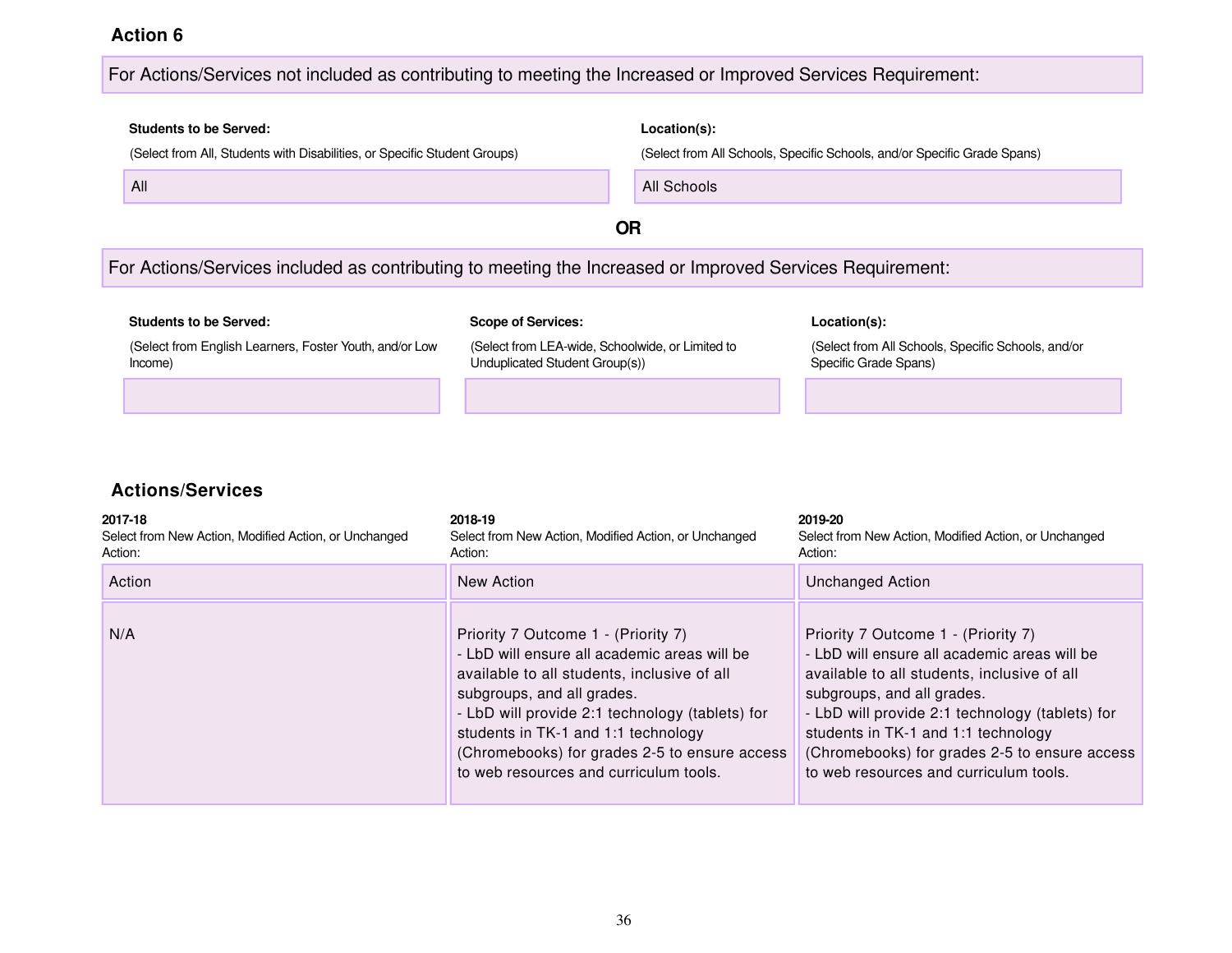### Action 6

For Actions/Services not included as contributing to meeting the Increased or Improved Services Requirement:

| Students to be Served: (Select from All, Students with Disabilities, or Specific Student Groups) | Location(s): (Select from All Schools, Specific Schools, and/or Specific Grade Spans) |
|---|---|
| All | All Schools |

**OR**

For Actions/Services included as contributing to meeting the Increased or Improved Services Requirement:

| Students to be Served: (Select from English Learners, Foster Youth, and/or Low Income) | Scope of Services: (Select from LEA-wide, Schoolwide, or Limited to Unduplicated Student Group(s)) | Location(s): (Select from All Schools, Specific Schools, and/or Specific Grade Spans) |
|---|---|---|
| | | |

### Actions/Services

| 2017-18 Select from New Action, Modified Action, or Unchanged Action: | 2018-19 Select from New Action, Modified Action, or Unchanged Action: | 2019-20 Select from New Action, Modified Action, or Unchanged Action: |
|---|---|---|
| Action | New Action | Unchanged Action |
| N/A | Priority 7 Outcome 1 - (Priority 7)<br>- LbD will ensure all academic areas will be available to all students, inclusive of all subgroups, and all grades.<br>- LbD will provide 2:1 technology (tablets) for students in TK-1 and 1:1 technology (Chromebooks) for grades 2-5 to ensure access to web resources and curriculum tools. | Priority 7 Outcome 1 - (Priority 7)<br>- LbD will ensure all academic areas will be available to all students, inclusive of all subgroups, and all grades.<br>- LbD will provide 2:1 technology (tablets) for students in TK-1 and 1:1 technology (Chromebooks) for grades 2-5 to ensure access to web resources and curriculum tools. |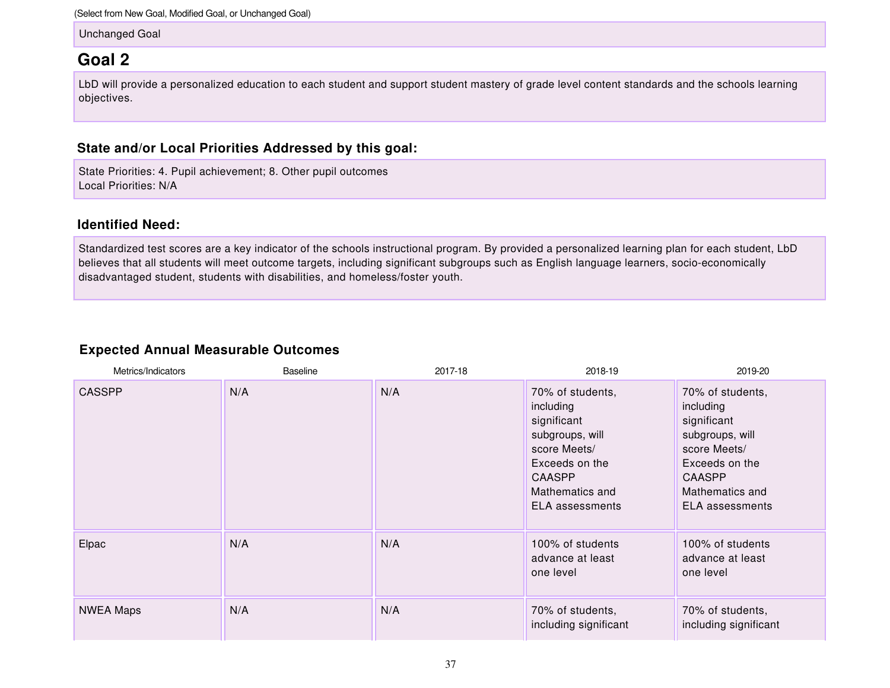(Select from New Goal, Modified Goal, or Unchanged Goal)

Unchanged Goal

## Goal 2

LbD will provide a personalized education to each student and support student mastery of grade level content standards and the schools learning objectives.

### State and/or Local Priorities Addressed by this goal:

State Priorities: 4. Pupil achievement; 8. Other pupil outcomes
Local Priorities: N/A

### Identified Need:

Standardized test scores are a key indicator of the schools instructional program. By provided a personalized learning plan for each student, LbD believes that all students will meet outcome targets, including significant subgroups such as English language learners, socio-economically disadvantaged student, students with disabilities, and homeless/foster youth.

### Expected Annual Measurable Outcomes

| Metrics/Indicators | Baseline | 2017-18 | 2018-19 | 2019-20 |
|---|---|---|---|---|
| CASSPP | N/A | N/A | 70% of students, including significant subgroups, will score Meets/ Exceeds on the CAASPP Mathematics and ELA assessments | 70% of students, including significant subgroups, will score Meets/ Exceeds on the CAASPP Mathematics and ELA assessments |
| Elpac | N/A | N/A | 100% of students advance at least one level | 100% of students advance at least one level |
| NWEA Maps | N/A | N/A | 70% of students, including significant | 70% of students, including significant |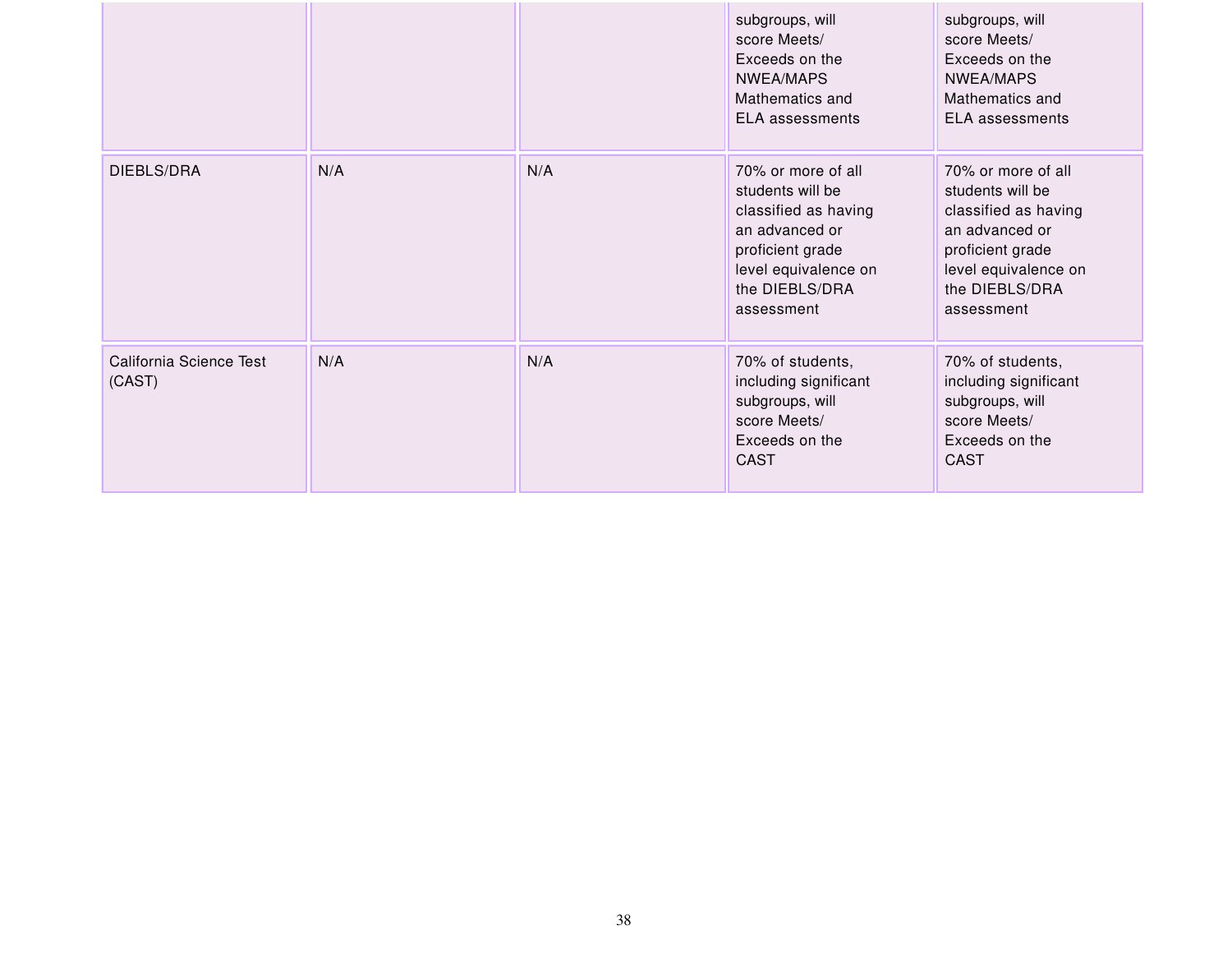| | | | | |
|---|---|---|---|---|
| | | | subgroups, will score Meets/ Exceeds on the NWEA/MAPS Mathematics and ELA assessments | subgroups, will score Meets/ Exceeds on the NWEA/MAPS Mathematics and ELA assessments |
| DIEBLS/DRA | N/A | N/A | 70% or more of all students will be classified as having an advanced or proficient grade level equivalence on the DIEBLS/DRA assessment | 70% or more of all students will be classified as having an advanced or proficient grade level equivalence on the DIEBLS/DRA assessment |
| California Science Test (CAST) | N/A | N/A | 70% of students, including significant subgroups, will score Meets/ Exceeds on the CAST | 70% of students, including significant subgroups, will score Meets/ Exceeds on the CAST |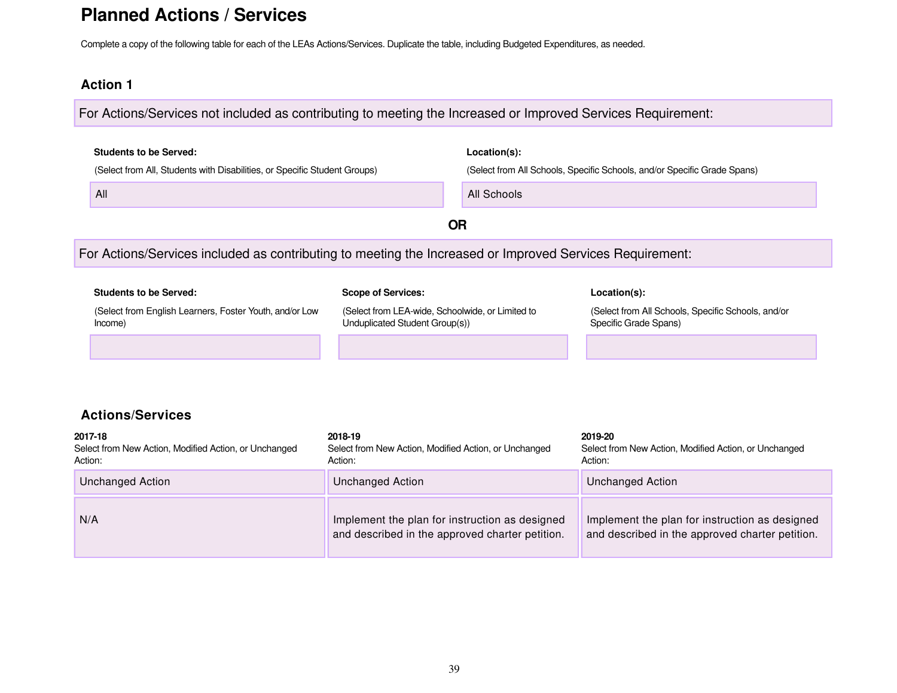# Planned Actions / Services

Complete a copy of the following table for each of the LEAs Actions/Services. Duplicate the table, including Budgeted Expenditures, as needed.

### Action 1

For Actions/Services not included as contributing to meeting the Increased or Improved Services Requirement:

| **Students to be Served:** (Select from All, Students with Disabilities, or Specific Student Groups) | **Location(s):** (Select from All Schools, Specific Schools, and/or Specific Grade Spans) |
|---|---|
| All | All Schools |

**OR**

For Actions/Services included as contributing to meeting the Increased or Improved Services Requirement:

| **Students to be Served:** (Select from English Learners, Foster Youth, and/or Low Income) | **Scope of Services:** (Select from LEA-wide, Schoolwide, or Limited to Unduplicated Student Group(s)) | **Location(s):** (Select from All Schools, Specific Schools, and/or Specific Grade Spans) |
|---|---|---|
| | | |

### Actions/Services

| **2017-18** Select from New Action, Modified Action, or Unchanged Action: | **2018-19** Select from New Action, Modified Action, or Unchanged Action: | **2019-20** Select from New Action, Modified Action, or Unchanged Action: |
|---|---|---|
| Unchanged Action | Unchanged Action | Unchanged Action |
| N/A | Implement the plan for instruction as designed and described in the approved charter petition. | Implement the plan for instruction as designed and described in the approved charter petition. |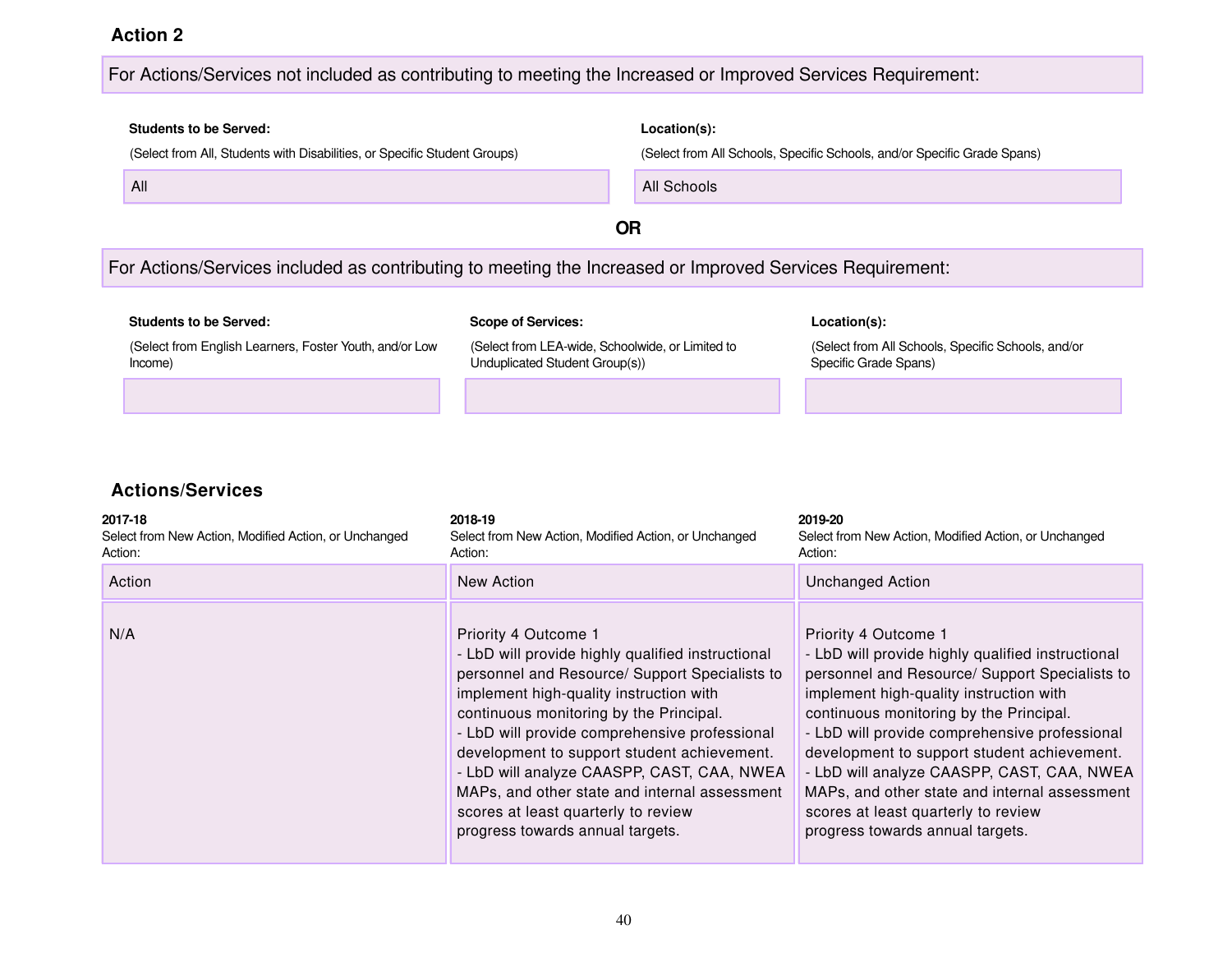### Action 2

For Actions/Services not included as contributing to meeting the Increased or Improved Services Requirement:

| Students to be Served: (Select from All, Students with Disabilities, or Specific Student Groups) | Location(s): (Select from All Schools, Specific Schools, and/or Specific Grade Spans) |
|---|---|
| All | All Schools |

**OR**

For Actions/Services included as contributing to meeting the Increased or Improved Services Requirement:

| Students to be Served: (Select from English Learners, Foster Youth, and/or Low Income) | Scope of Services: (Select from LEA-wide, Schoolwide, or Limited to Unduplicated Student Group(s)) | Location(s): (Select from All Schools, Specific Schools, and/or Specific Grade Spans) |
|---|---|---|
| | | |

### Actions/Services

| 2017-18 Select from New Action, Modified Action, or Unchanged Action: | 2018-19 Select from New Action, Modified Action, or Unchanged Action: | 2019-20 Select from New Action, Modified Action, or Unchanged Action: |
|---|---|---|
| Action | New Action | Unchanged Action |
| N/A | Priority 4 Outcome 1<br>- LbD will provide highly qualified instructional personnel and Resource/ Support Specialists to implement high-quality instruction with continuous monitoring by the Principal.<br>- LbD will provide comprehensive professional development to support student achievement.<br>- LbD will analyze CAASPP, CAST, CAA, NWEA MAPs, and other state and internal assessment scores at least quarterly to review progress towards annual targets. | Priority 4 Outcome 1<br>- LbD will provide highly qualified instructional personnel and Resource/ Support Specialists to implement high-quality instruction with continuous monitoring by the Principal.<br>- LbD will provide comprehensive professional development to support student achievement.<br>- LbD will analyze CAASPP, CAST, CAA, NWEA MAPs, and other state and internal assessment scores at least quarterly to review progress towards annual targets. |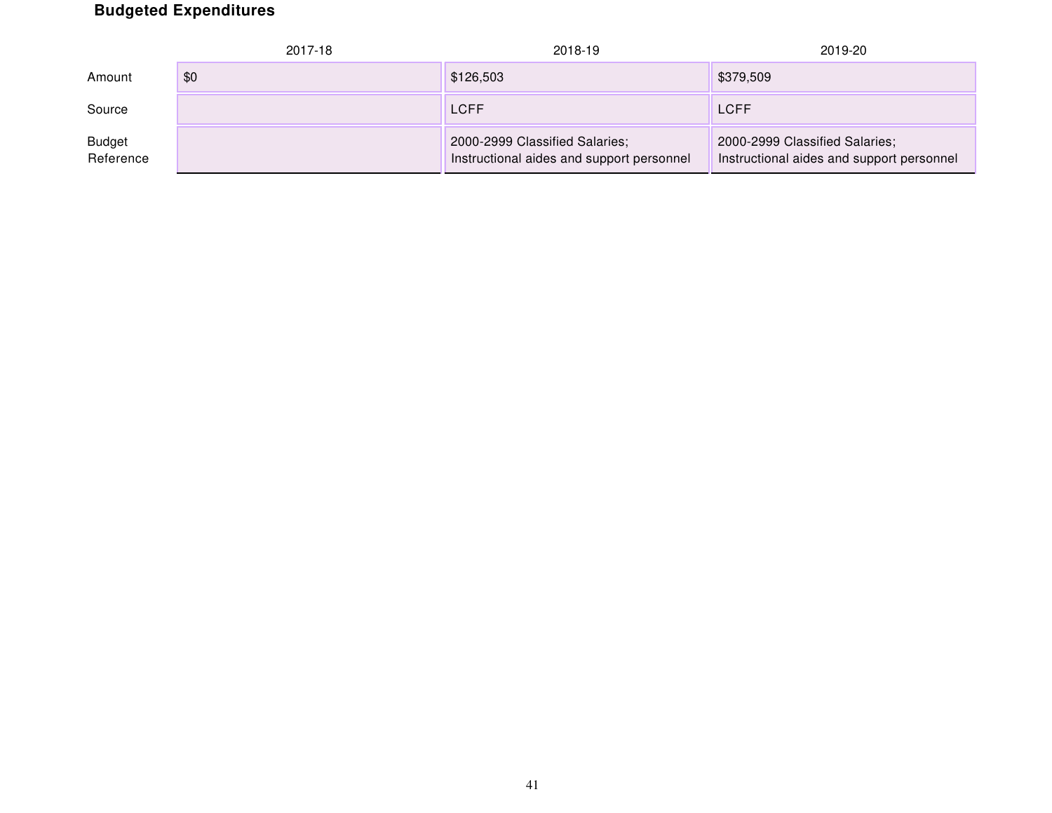**Budgeted Expenditures**

| | 2017-18 | 2018-19 | 2019-20 |
|---|---|---|---|
| Amount | $0 | $126,503 | $379,509 |
| Source | | LCFF | LCFF |
| Budget Reference | | 2000-2999 Classified Salaries; Instructional aides and support personnel | 2000-2999 Classified Salaries; Instructional aides and support personnel |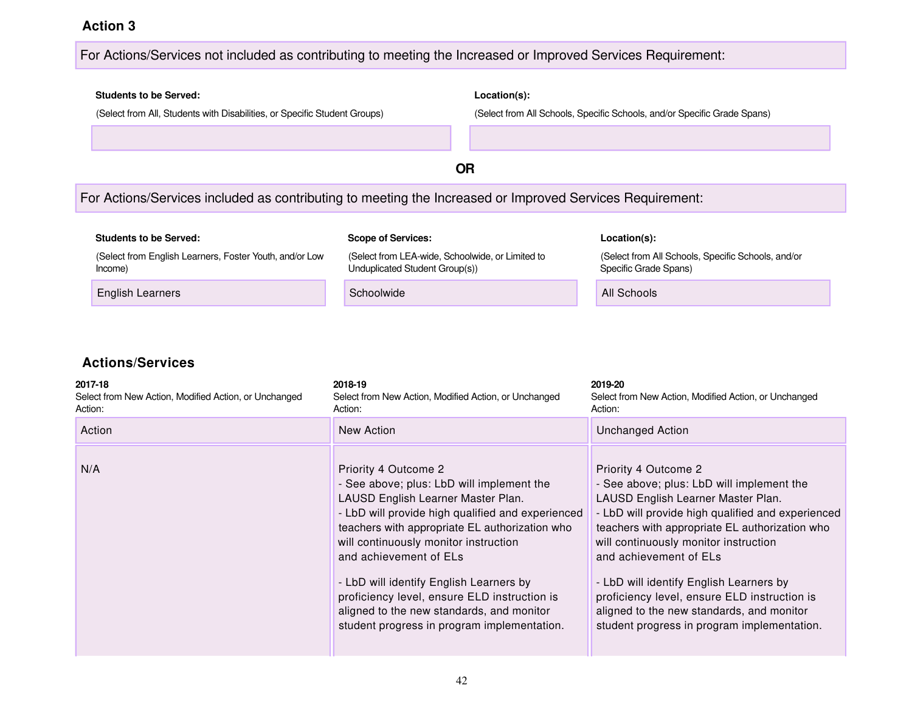### Action 3

**For Actions/Services not included as contributing to meeting the Increased or Improved Services Requirement:**

| Students to be Served: (Select from All, Students with Disabilities, or Specific Student Groups) | Location(s): (Select from All Schools, Specific Schools, and/or Specific Grade Spans) |
|---|---|
| | |

**OR**

**For Actions/Services included as contributing to meeting the Increased or Improved Services Requirement:**

| Students to be Served: (Select from English Learners, Foster Youth, and/or Low Income) | Scope of Services: (Select from LEA-wide, Schoolwide, or Limited to Unduplicated Student Group(s)) | Location(s): (Select from All Schools, Specific Schools, and/or Specific Grade Spans) |
|---|---|---|
| English Learners | Schoolwide | All Schools |

### Actions/Services

| 2017-18 Select from New Action, Modified Action, or Unchanged Action: | 2018-19 Select from New Action, Modified Action, or Unchanged Action: | 2019-20 Select from New Action, Modified Action, or Unchanged Action: |
|---|---|---|
| Action | New Action | Unchanged Action |
| N/A | Priority 4 Outcome 2<br>- See above; plus: LbD will implement the LAUSD English Learner Master Plan.<br>- LbD will provide high qualified and experienced teachers with appropriate EL authorization who will continuously monitor instruction and achievement of ELs<br><br>- LbD will identify English Learners by proficiency level, ensure ELD instruction is aligned to the new standards, and monitor student progress in program implementation. | Priority 4 Outcome 2<br>- See above; plus: LbD will implement the LAUSD English Learner Master Plan.<br>- LbD will provide high qualified and experienced teachers with appropriate EL authorization who will continuously monitor instruction and achievement of ELs<br><br>- LbD will identify English Learners by proficiency level, ensure ELD instruction is aligned to the new standards, and monitor student progress in program implementation. |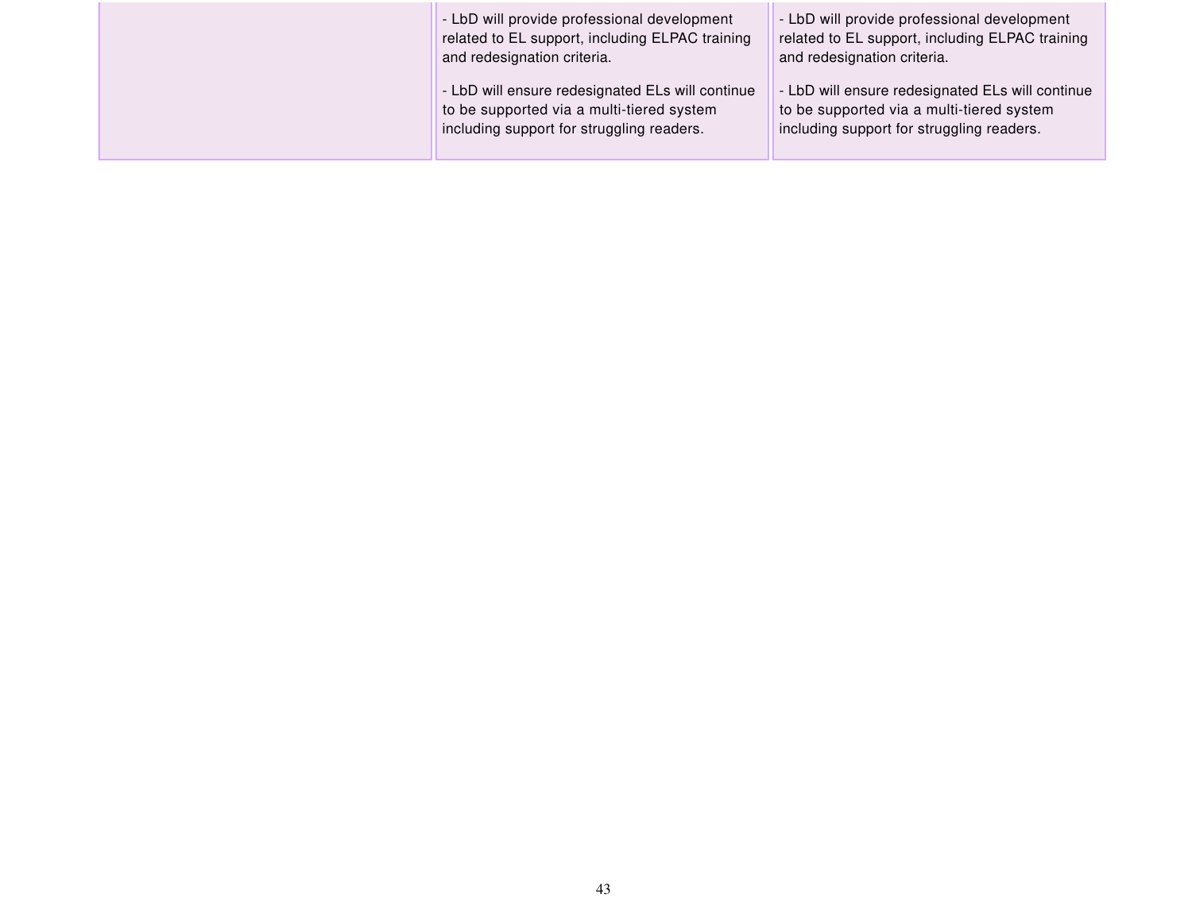| | | |
|---|---|---|
| | - LbD will provide professional development related to EL support, including ELPAC training and redesignation criteria.<br><br>- LbD will ensure redesignated ELs will continue to be supported via a multi-tiered system including support for struggling readers. | - LbD will provide professional development related to EL support, including ELPAC training and redesignation criteria.<br><br>- LbD will ensure redesignated ELs will continue to be supported via a multi-tiered system including support for struggling readers. |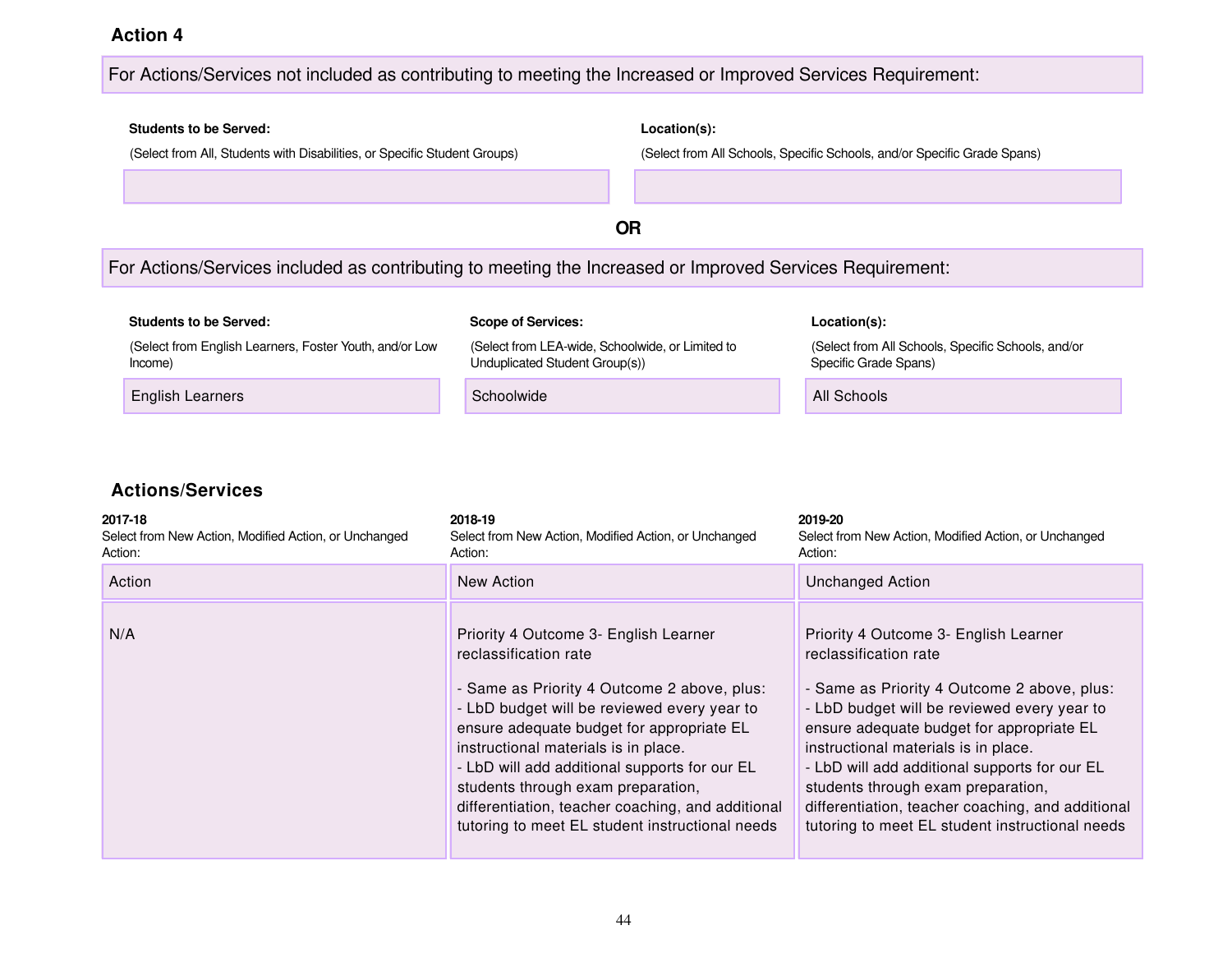### Action 4

**For Actions/Services not included as contributing to meeting the Increased or Improved Services Requirement:**

| **Students to be Served:** (Select from All, Students with Disabilities, or Specific Student Groups) | **Location(s):** (Select from All Schools, Specific Schools, and/or Specific Grade Spans) |
| --- | --- |
| | |

**OR**

**For Actions/Services included as contributing to meeting the Increased or Improved Services Requirement:**

| **Students to be Served:** (Select from English Learners, Foster Youth, and/or Low Income) | **Scope of Services:** (Select from LEA-wide, Schoolwide, or Limited to Unduplicated Student Group(s)) | **Location(s):** (Select from All Schools, Specific Schools, and/or Specific Grade Spans) |
| --- | --- | --- |
| English Learners | Schoolwide | All Schools |

### Actions/Services

| **2017-18** Select from New Action, Modified Action, or Unchanged Action: | **2018-19** Select from New Action, Modified Action, or Unchanged Action: | **2019-20** Select from New Action, Modified Action, or Unchanged Action: |
| --- | --- | --- |
| Action | New Action | Unchanged Action |
| N/A | Priority 4 Outcome 3- English Learner reclassification rate<br><br>- Same as Priority 4 Outcome 2 above, plus:<br>- LbD budget will be reviewed every year to ensure adequate budget for appropriate EL instructional materials is in place.<br>- LbD will add additional supports for our EL students through exam preparation, differentiation, teacher coaching, and additional tutoring to meet EL student instructional needs | Priority 4 Outcome 3- English Learner reclassification rate<br><br>- Same as Priority 4 Outcome 2 above, plus:<br>- LbD budget will be reviewed every year to ensure adequate budget for appropriate EL instructional materials is in place.<br>- LbD will add additional supports for our EL students through exam preparation, differentiation, teacher coaching, and additional tutoring to meet EL student instructional needs |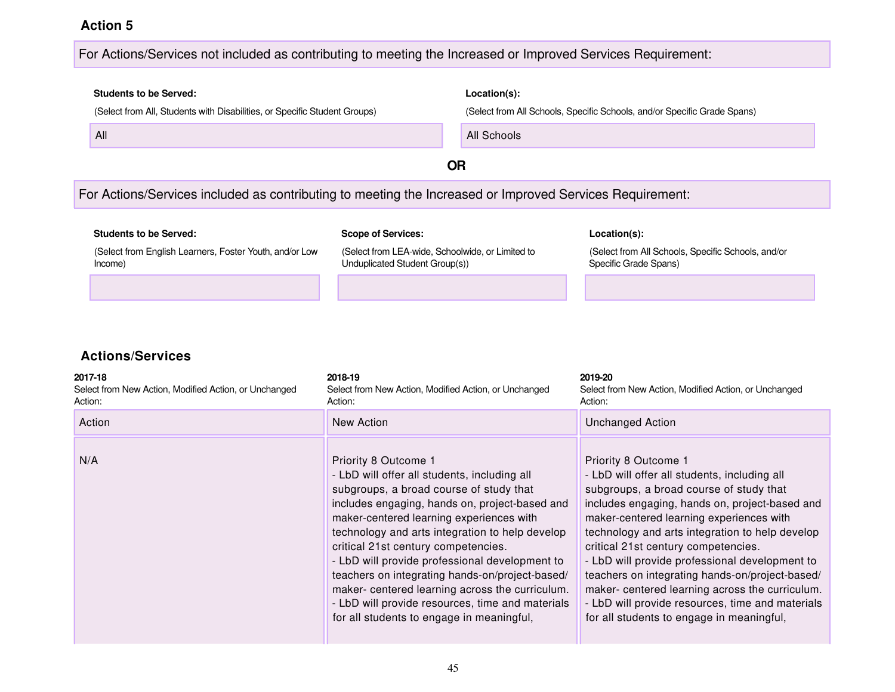### Action 5

**For Actions/Services not included as contributing to meeting the Increased or Improved Services Requirement:**

| Students to be Served: (Select from All, Students with Disabilities, or Specific Student Groups) | Location(s): (Select from All Schools, Specific Schools, and/or Specific Grade Spans) |
| --- | --- |
| All | All Schools |

**OR**

**For Actions/Services included as contributing to meeting the Increased or Improved Services Requirement:**

| Students to be Served: (Select from English Learners, Foster Youth, and/or Low Income) | Scope of Services: (Select from LEA-wide, Schoolwide, or Limited to Unduplicated Student Group(s)) | Location(s): (Select from All Schools, Specific Schools, and/or Specific Grade Spans) |
| --- | --- | --- |
| | | |

## Actions/Services

| 2017-18 Select from New Action, Modified Action, or Unchanged Action: | 2018-19 Select from New Action, Modified Action, or Unchanged Action: | 2019-20 Select from New Action, Modified Action, or Unchanged Action: |
| --- | --- | --- |
| Action | New Action | Unchanged Action |
| N/A | Priority 8 Outcome 1<br>- LbD will offer all students, including all subgroups, a broad course of study that includes engaging, hands on, project-based and maker-centered learning experiences with technology and arts integration to help develop critical 21st century competencies.<br>- LbD will provide professional development to teachers on integrating hands-on/project-based/ maker- centered learning across the curriculum.<br>- LbD will provide resources, time and materials for all students to engage in meaningful, | Priority 8 Outcome 1<br>- LbD will offer all students, including all subgroups, a broad course of study that includes engaging, hands on, project-based and maker-centered learning experiences with technology and arts integration to help develop critical 21st century competencies.<br>- LbD will provide professional development to teachers on integrating hands-on/project-based/ maker- centered learning across the curriculum.<br>- LbD will provide resources, time and materials for all students to engage in meaningful, |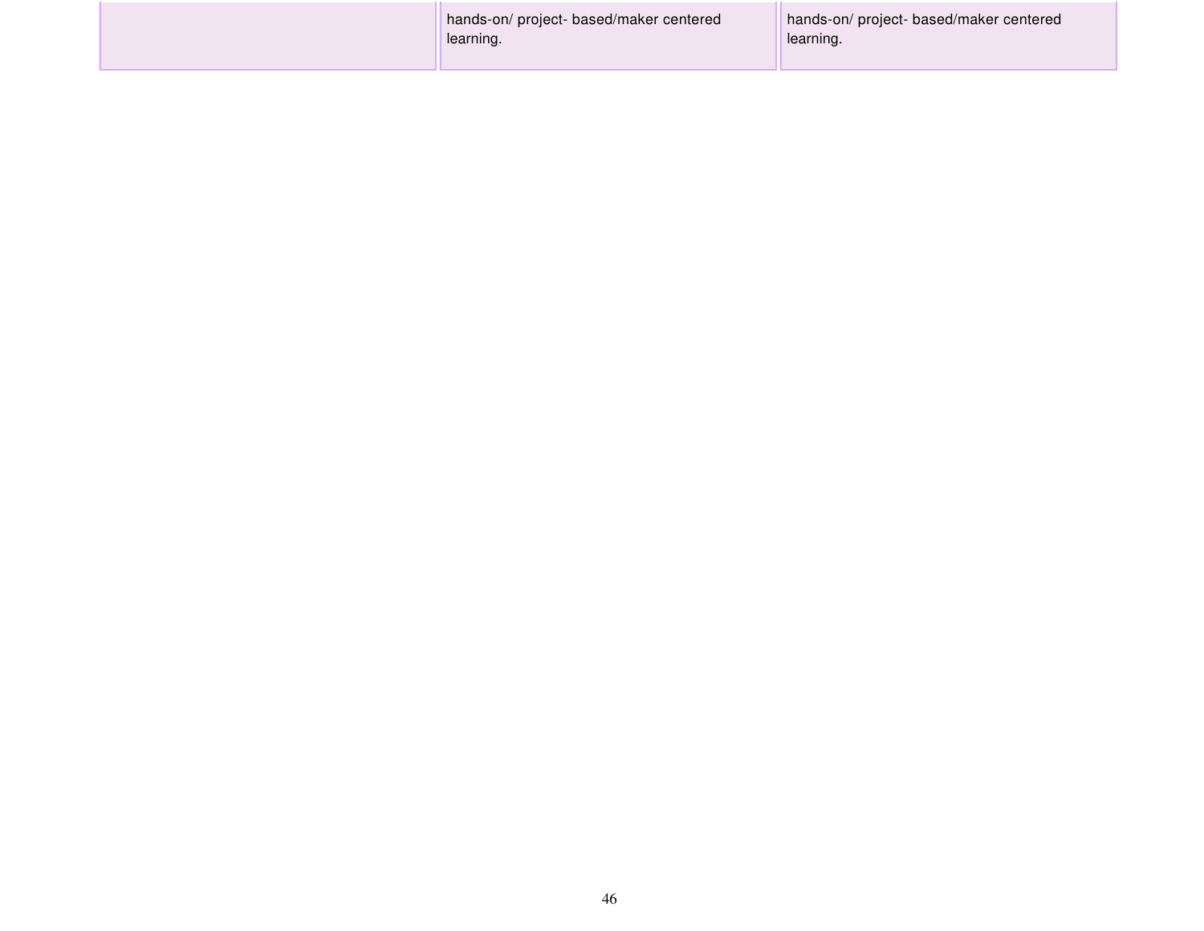| | | |
|---|---|---|
| | hands-on/ project- based/maker centered learning. | hands-on/ project- based/maker centered learning. |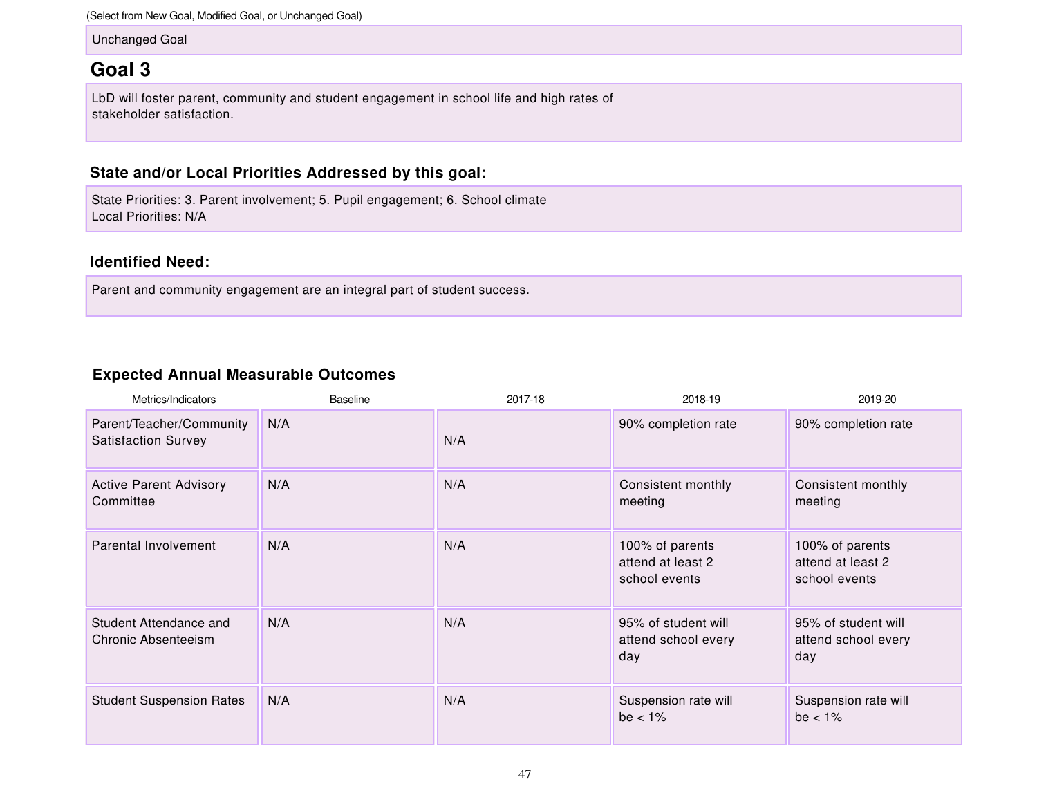(Select from New Goal, Modified Goal, or Unchanged Goal)

Unchanged Goal

## Goal 3

LbD will foster parent, community and student engagement in school life and high rates of stakeholder satisfaction.

### State and/or Local Priorities Addressed by this goal:

State Priorities: 3. Parent involvement; 5. Pupil engagement; 6. School climate
Local Priorities: N/A

### Identified Need:

Parent and community engagement are an integral part of student success.

### Expected Annual Measurable Outcomes

| Metrics/Indicators | Baseline | 2017-18 | 2018-19 | 2019-20 |
|---|---|---|---|---|
| Parent/Teacher/Community Satisfaction Survey | N/A | N/A | 90% completion rate | 90% completion rate |
| Active Parent Advisory Committee | N/A | N/A | Consistent monthly meeting | Consistent monthly meeting |
| Parental Involvement | N/A | N/A | 100% of parents attend at least 2 school events | 100% of parents attend at least 2 school events |
| Student Attendance and Chronic Absenteeism | N/A | N/A | 95% of student will attend school every day | 95% of student will attend school every day |
| Student Suspension Rates | N/A | N/A | Suspension rate will be < 1% | Suspension rate will be < 1% |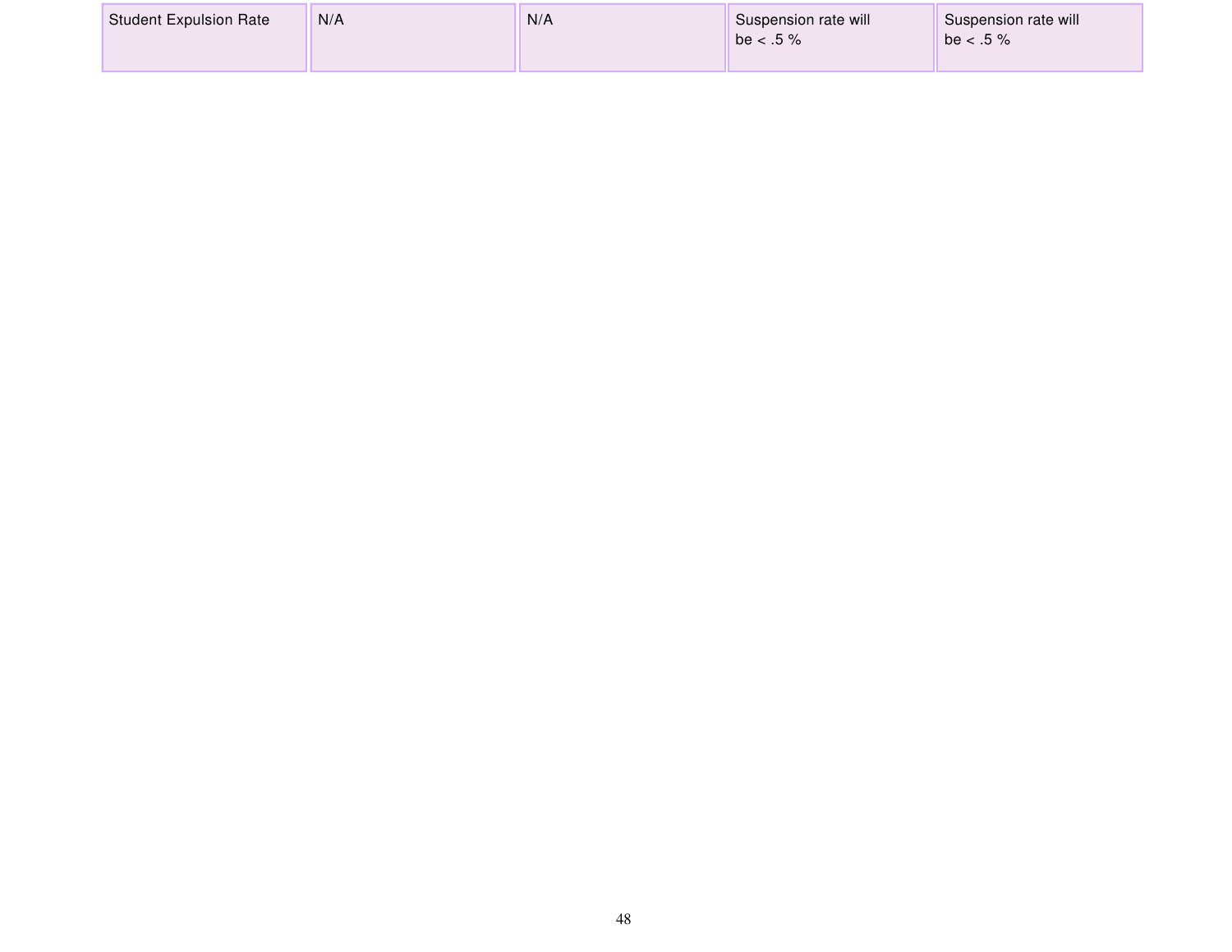| Student Expulsion Rate | N/A | N/A | Suspension rate will be < .5 % | Suspension rate will be < .5 % |
|---|---|---|---|---|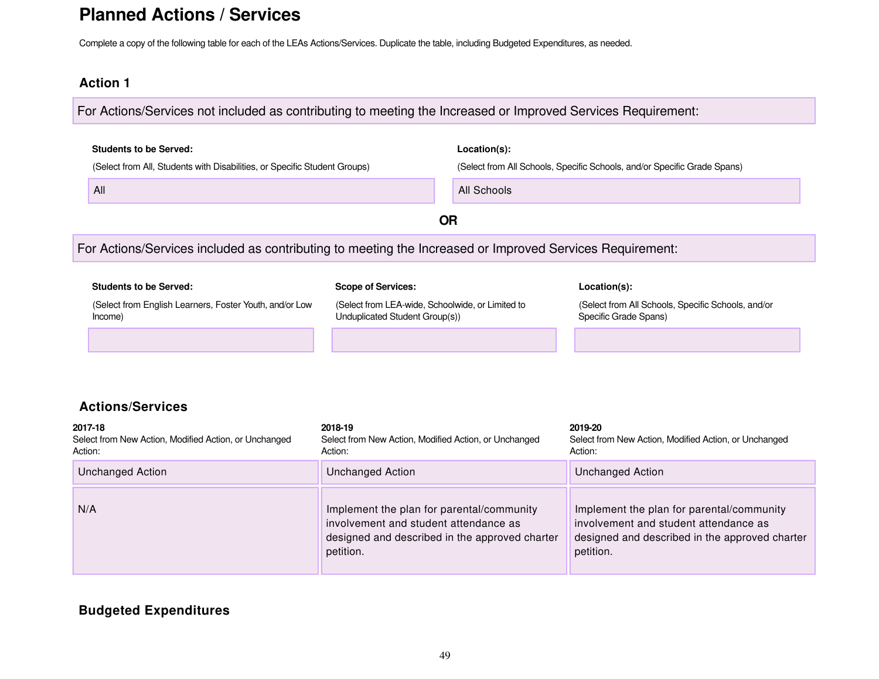# Planned Actions / Services

Complete a copy of the following table for each of the LEAs Actions/Services. Duplicate the table, including Budgeted Expenditures, as needed.

## Action 1

For Actions/Services not included as contributing to meeting the Increased or Improved Services Requirement:

| Students to be Served: (Select from All, Students with Disabilities, or Specific Student Groups) | Location(s): (Select from All Schools, Specific Schools, and/or Specific Grade Spans) |
|---|---|
| All | All Schools |

**OR**

For Actions/Services included as contributing to meeting the Increased or Improved Services Requirement:

| Students to be Served: (Select from English Learners, Foster Youth, and/or Low Income) | Scope of Services: (Select from LEA-wide, Schoolwide, or Limited to Unduplicated Student Group(s)) | Location(s): (Select from All Schools, Specific Schools, and/or Specific Grade Spans) |
|---|---|---|
| | | |

## Actions/Services

| 2017-18 Select from New Action, Modified Action, or Unchanged Action: | 2018-19 Select from New Action, Modified Action, or Unchanged Action: | 2019-20 Select from New Action, Modified Action, or Unchanged Action: |
|---|---|---|
| Unchanged Action | Unchanged Action | Unchanged Action |
| N/A | Implement the plan for parental/community involvement and student attendance as designed and described in the approved charter petition. | Implement the plan for parental/community involvement and student attendance as designed and described in the approved charter petition. |

## Budgeted Expenditures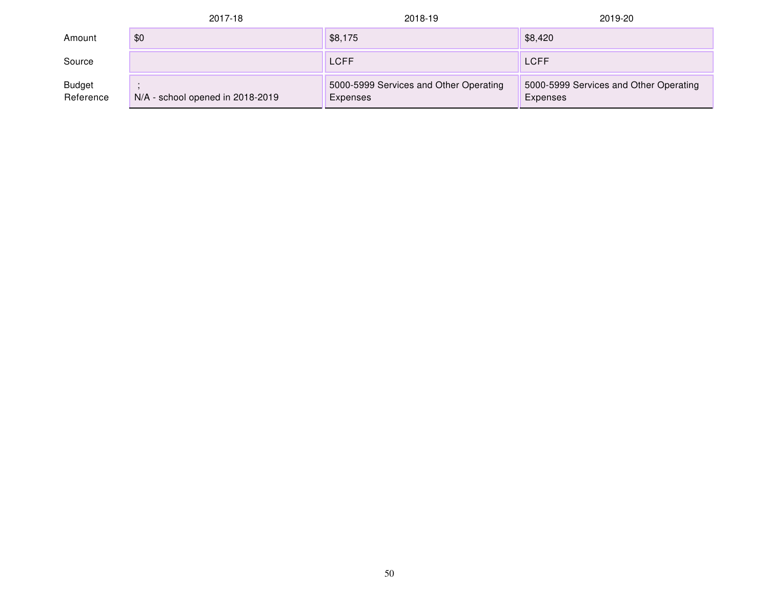| | 2017-18 | 2018-19 | 2019-20 |
|---|---|---|---|
| Amount | $0 | $8,175 | $8,420 |
| Source | | LCFF | LCFF |
| Budget Reference | ; N/A - school opened in 2018-2019 | 5000-5999 Services and Other Operating Expenses | 5000-5999 Services and Other Operating Expenses |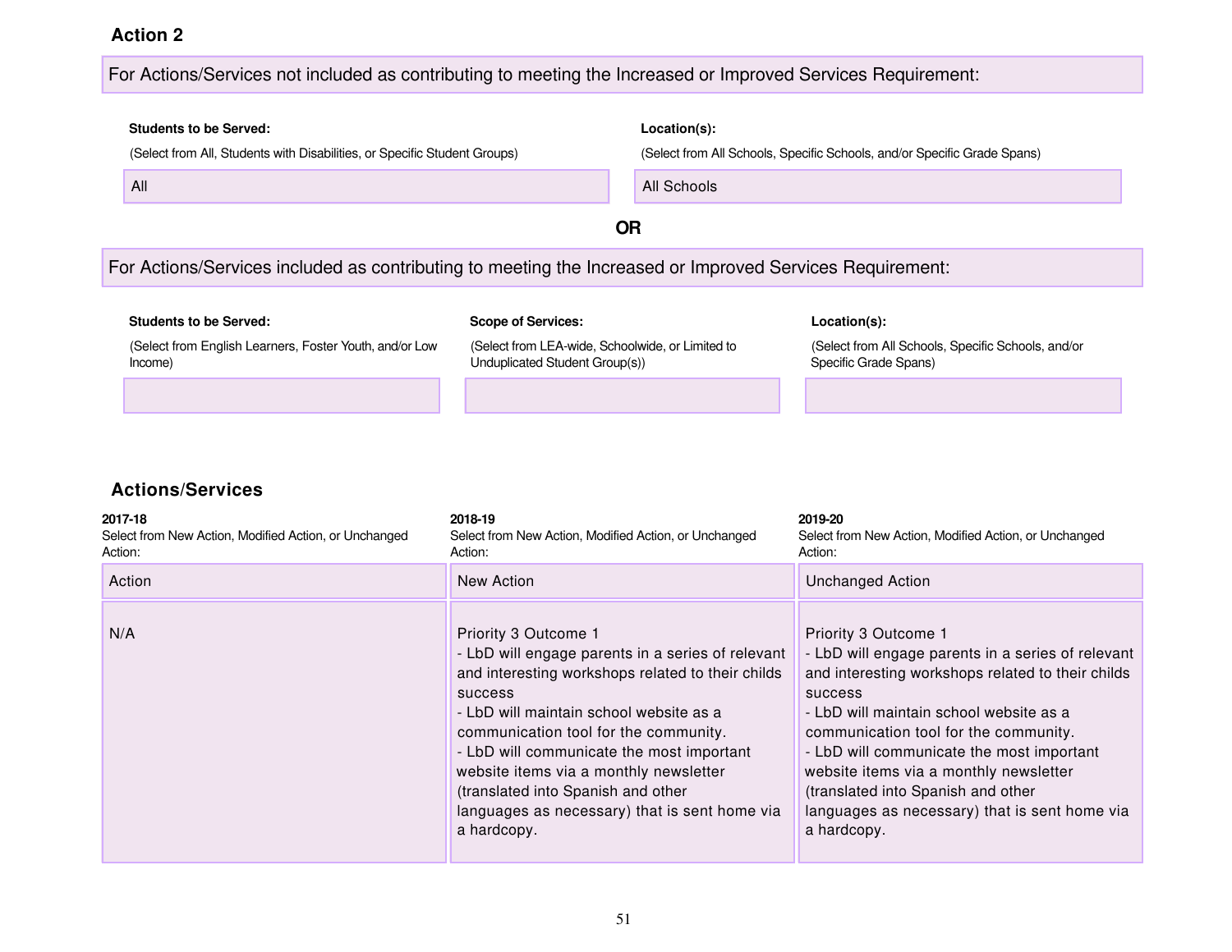### Action 2

For Actions/Services not included as contributing to meeting the Increased or Improved Services Requirement:

| Students to be Served: (Select from All, Students with Disabilities, or Specific Student Groups) | Location(s): (Select from All Schools, Specific Schools, and/or Specific Grade Spans) |
|---|---|
| All | All Schools |

**OR**

For Actions/Services included as contributing to meeting the Increased or Improved Services Requirement:

| Students to be Served: (Select from English Learners, Foster Youth, and/or Low Income) | Scope of Services: (Select from LEA-wide, Schoolwide, or Limited to Unduplicated Student Group(s)) | Location(s): (Select from All Schools, Specific Schools, and/or Specific Grade Spans) |
|---|---|---|
| | | |

### Actions/Services

| 2017-18 Select from New Action, Modified Action, or Unchanged Action: | 2018-19 Select from New Action, Modified Action, or Unchanged Action: | 2019-20 Select from New Action, Modified Action, or Unchanged Action: |
|---|---|---|
| Action | New Action | Unchanged Action |
| N/A | Priority 3 Outcome 1<br>- LbD will engage parents in a series of relevant and interesting workshops related to their childs success<br>- LbD will maintain school website as a communication tool for the community.<br>- LbD will communicate the most important website items via a monthly newsletter (translated into Spanish and other languages as necessary) that is sent home via a hardcopy. | Priority 3 Outcome 1<br>- LbD will engage parents in a series of relevant and interesting workshops related to their childs success<br>- LbD will maintain school website as a communication tool for the community.<br>- LbD will communicate the most important website items via a monthly newsletter (translated into Spanish and other languages as necessary) that is sent home via a hardcopy. |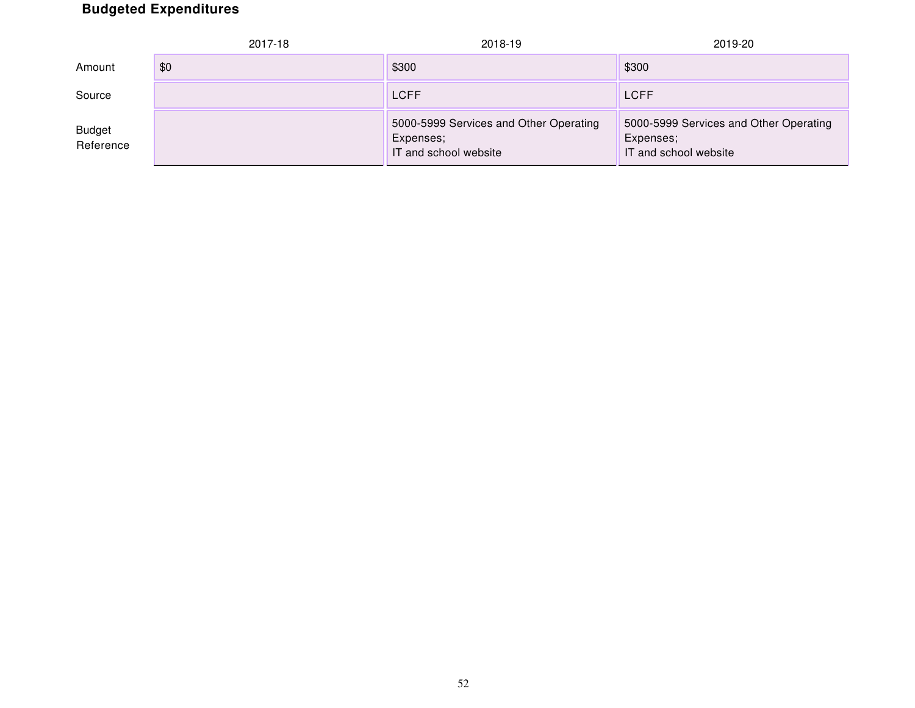**Budgeted Expenditures**

| | 2017-18 | 2018-19 | 2019-20 |
|---|---|---|---|
| Amount | $0 | $300 | $300 |
| Source | | LCFF | LCFF |
| Budget Reference | | 5000-5999 Services and Other Operating Expenses; IT and school website | 5000-5999 Services and Other Operating Expenses; IT and school website |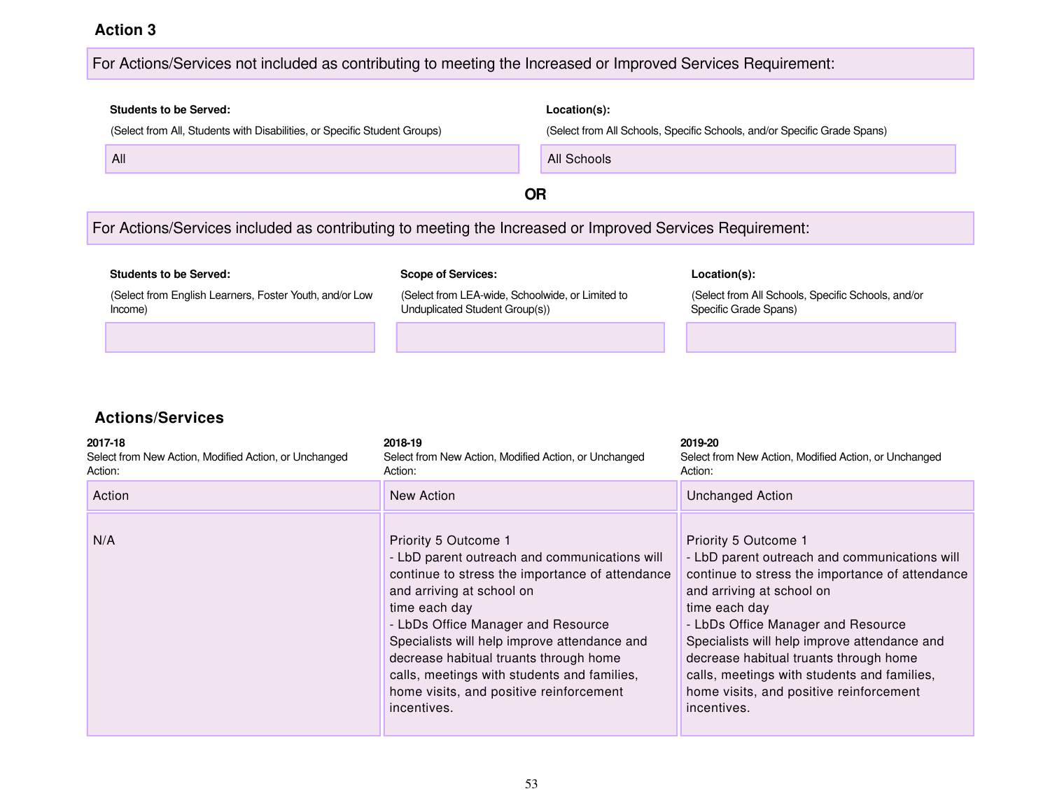### Action 3

**For Actions/Services not included as contributing to meeting the Increased or Improved Services Requirement:**

| Students to be Served: (Select from All, Students with Disabilities, or Specific Student Groups) | Location(s): (Select from All Schools, Specific Schools, and/or Specific Grade Spans) |
| --- | --- |
| All | All Schools |

**OR**

**For Actions/Services included as contributing to meeting the Increased or Improved Services Requirement:**

| Students to be Served: (Select from English Learners, Foster Youth, and/or Low Income) | Scope of Services: (Select from LEA-wide, Schoolwide, or Limited to Unduplicated Student Group(s)) | Location(s): (Select from All Schools, Specific Schools, and/or Specific Grade Spans) |
| --- | --- | --- |
| | | |

### Actions/Services

| 2017-18 Select from New Action, Modified Action, or Unchanged Action: | 2018-19 Select from New Action, Modified Action, or Unchanged Action: | 2019-20 Select from New Action, Modified Action, or Unchanged Action: |
| --- | --- | --- |
| Action | New Action | Unchanged Action |
| N/A | Priority 5 Outcome 1<br>- LbD parent outreach and communications will continue to stress the importance of attendance and arriving at school on time each day<br>- LbDs Office Manager and Resource Specialists will help improve attendance and decrease habitual truants through home calls, meetings with students and families, home visits, and positive reinforcement incentives. | Priority 5 Outcome 1<br>- LbD parent outreach and communications will continue to stress the importance of attendance and arriving at school on time each day<br>- LbDs Office Manager and Resource Specialists will help improve attendance and decrease habitual truants through home calls, meetings with students and families, home visits, and positive reinforcement incentives. |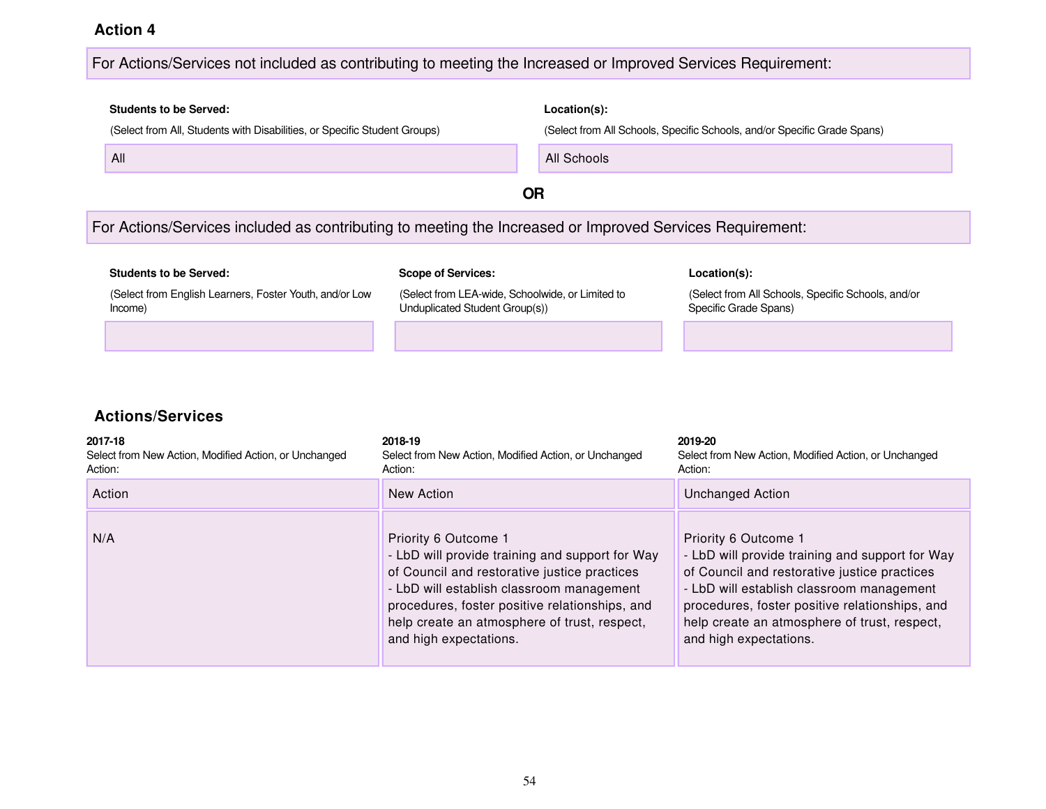### Action 4

**For Actions/Services not included as contributing to meeting the Increased or Improved Services Requirement:**

| **Students to be Served:** (Select from All, Students with Disabilities, or Specific Student Groups) | **Location(s):** (Select from All Schools, Specific Schools, and/or Specific Grade Spans) |
|---|---|
| All | All Schools |

**OR**

**For Actions/Services included as contributing to meeting the Increased or Improved Services Requirement:**

| **Students to be Served:** (Select from English Learners, Foster Youth, and/or Low Income) | **Scope of Services:** (Select from LEA-wide, Schoolwide, or Limited to Unduplicated Student Group(s)) | **Location(s):** (Select from All Schools, Specific Schools, and/or Specific Grade Spans) |
|---|---|---|
| | | |

### Actions/Services

| **2017-18** Select from New Action, Modified Action, or Unchanged Action: | **2018-19** Select from New Action, Modified Action, or Unchanged Action: | **2019-20** Select from New Action, Modified Action, or Unchanged Action: |
|---|---|---|
| Action | New Action | Unchanged Action |
| N/A | Priority 6 Outcome 1<br>- LbD will provide training and support for Way of Council and restorative justice practices<br>- LbD will establish classroom management procedures, foster positive relationships, and help create an atmosphere of trust, respect, and high expectations. | Priority 6 Outcome 1<br>- LbD will provide training and support for Way of Council and restorative justice practices<br>- LbD will establish classroom management procedures, foster positive relationships, and help create an atmosphere of trust, respect, and high expectations. |